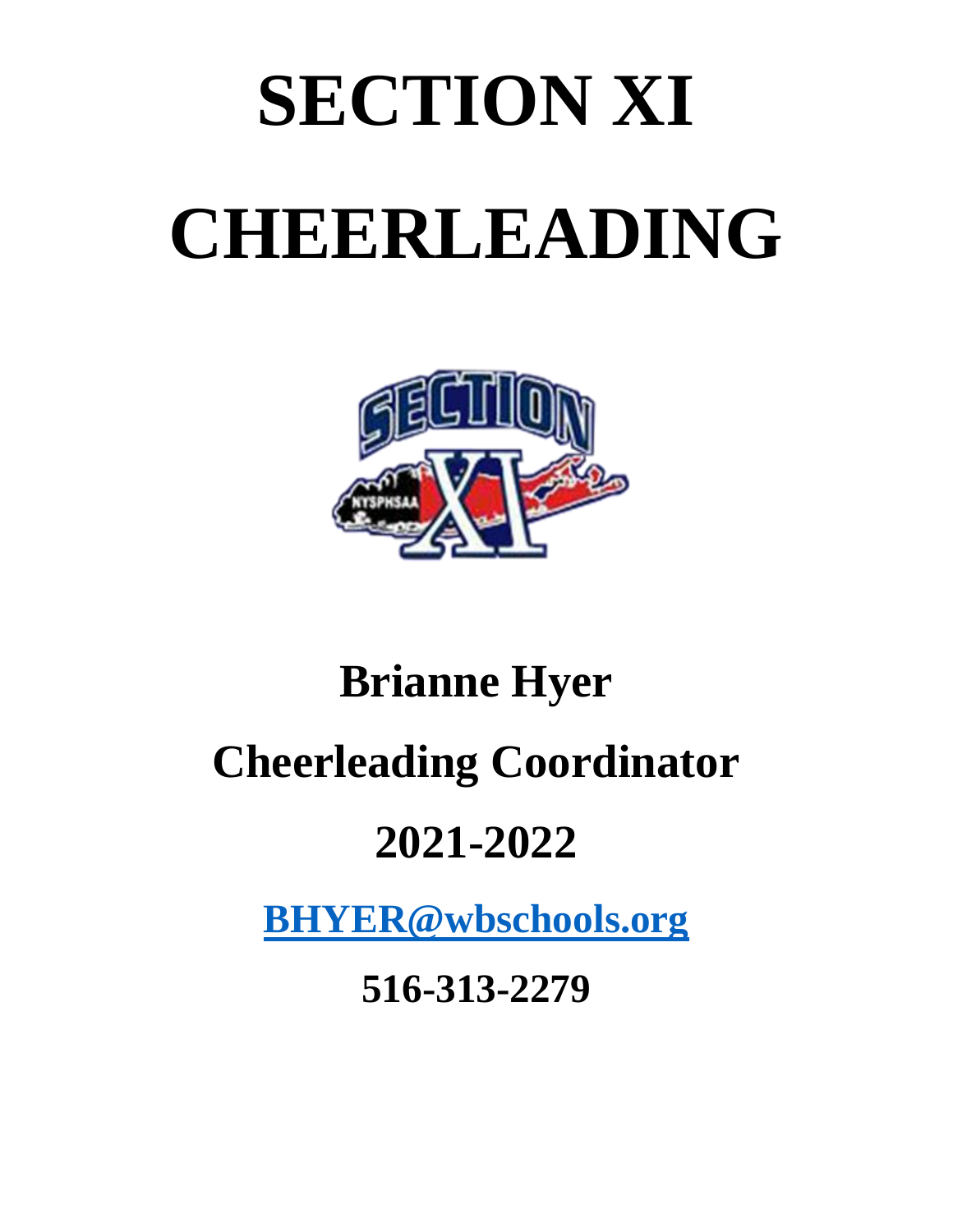# SECTION XI

# CHEERLEADING

**Brianne Hyer**

**Cheerleading Coordinator**

**2021-2022**

**BHYER@wbschools.org**

**516-313-2279**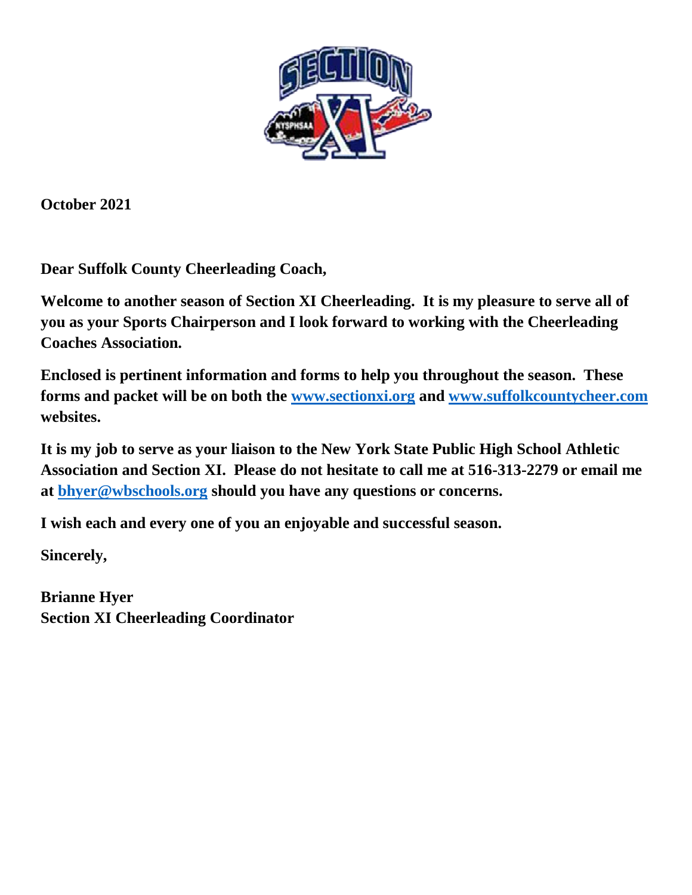**October 2021**

**Dear Suffolk County Cheerleading Coach,**

**Welcome to another season of Section XI Cheerleading. It is my pleasure to serve all of you as your Sports Chairperson and I look forward to working with the Cheerleading Coaches Association.**

**Enclosed is pertinent information and forms to help you throughout the season. These forms and packet will be on both the [www.sectionxi.org](www.sectionxi.org) and [www.suffolkcountycheer.com](www.suffolkcountycheer.com) websites.**

**It is my job to serve as your liaison to the New York State Public High School Athletic Association and Section XI. Please do not hesitate to call me at 516-313-2279 or email me at [bhyer@wbschools.org](mailto:bhyer@wbschools.org) should you have any questions or concerns.**

**I wish each and every one of you an enjoyable and successful season.**

**Sincerely,**

**Brianne Hyer**
**Section XI Cheerleading Coordinator**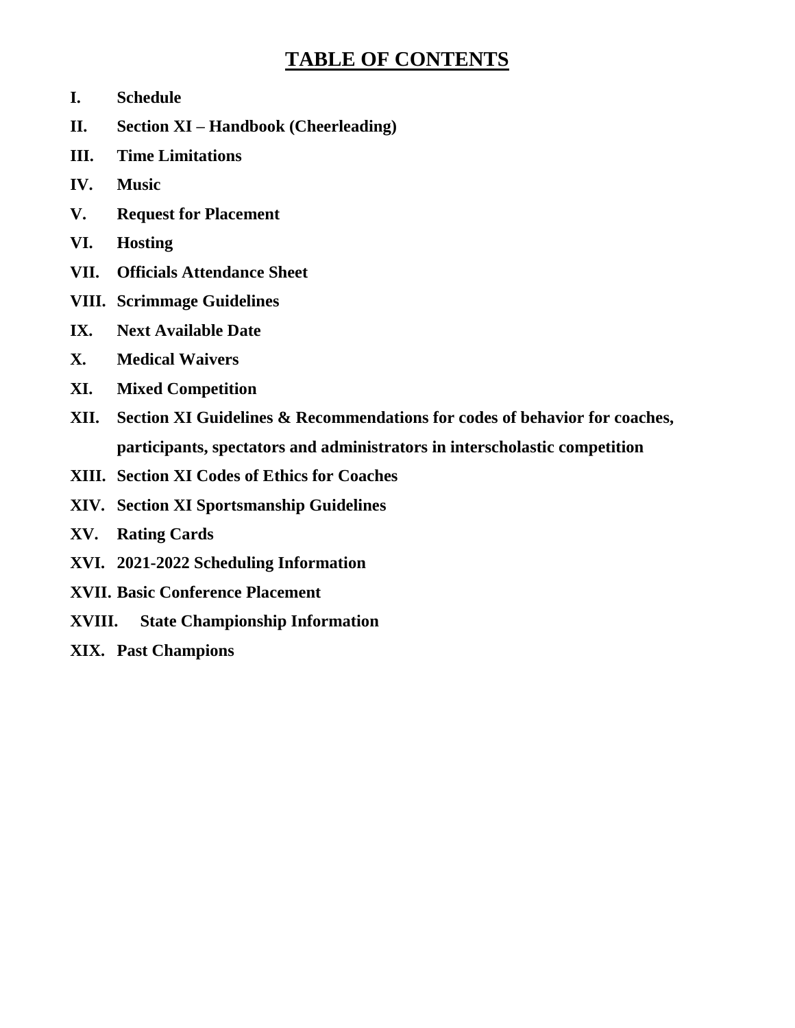# TABLE OF CONTENTS

- **I. Schedule**
- **II. Section XI – Handbook (Cheerleading)**
- **III. Time Limitations**
- **IV. Music**
- **V. Request for Placement**
- **VI. Hosting**
- **VII. Officials Attendance Sheet**
- **VIII. Scrimmage Guidelines**
- **IX. Next Available Date**
- **X. Medical Waivers**
- **XI. Mixed Competition**
- **XII. Section XI Guidelines & Recommendations for codes of behavior for coaches, participants, spectators and administrators in interscholastic competition**
- **XIII. Section XI Codes of Ethics for Coaches**
- **XIV. Section XI Sportsmanship Guidelines**
- **XV. Rating Cards**
- **XVI. 2021-2022 Scheduling Information**
- **XVII. Basic Conference Placement**
- **XVIII. State Championship Information**
- **XIX. Past Champions**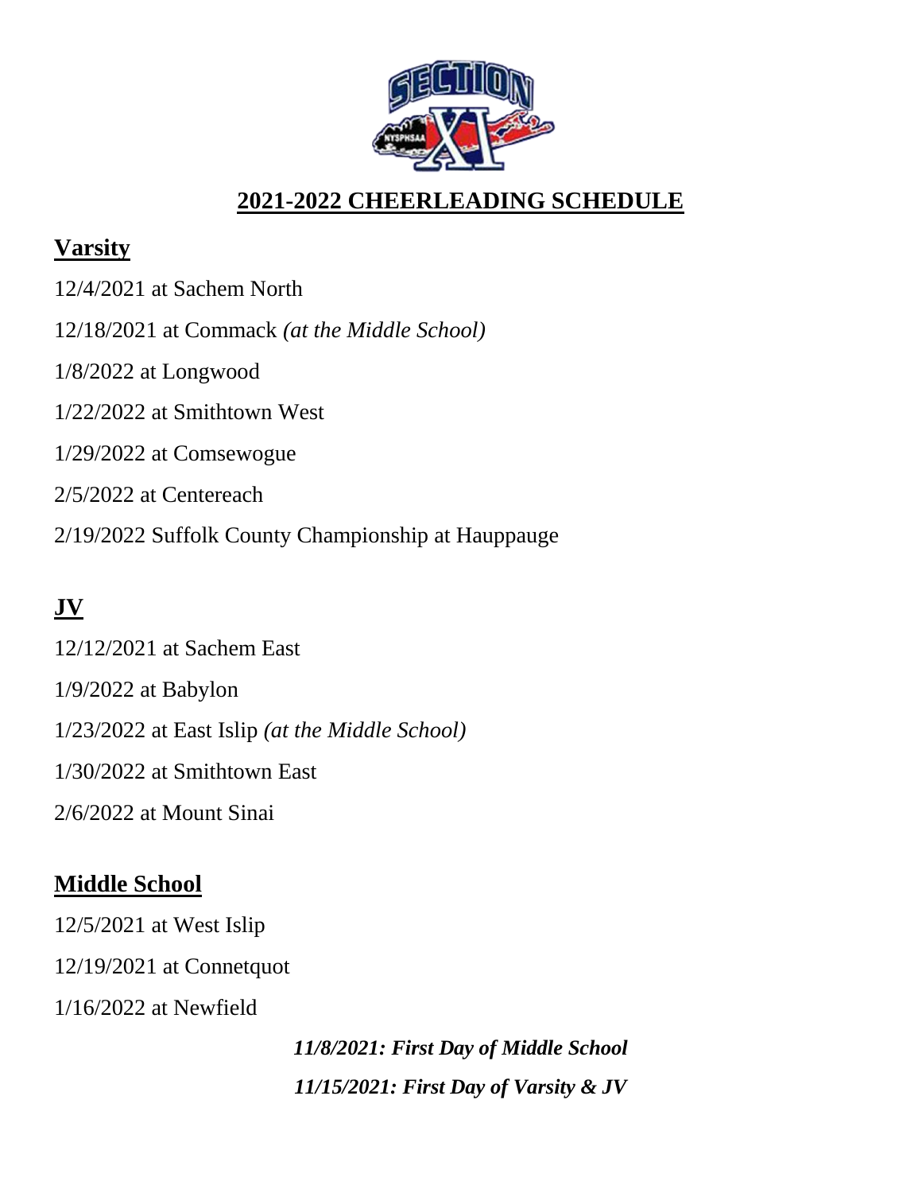# 2021-2022 CHEERLEADING SCHEDULE

## Varsity

12/4/2021 at Sachem North

12/18/2021 at Commack *(at the Middle School)*

1/8/2022 at Longwood

1/22/2022 at Smithtown West

1/29/2022 at Comsewogue

2/5/2022 at Centereach

2/19/2022 Suffolk County Championship at Hauppauge

## JV

12/12/2021 at Sachem East

1/9/2022 at Babylon

1/23/2022 at East Islip *(at the Middle School)*

1/30/2022 at Smithtown East

2/6/2022 at Mount Sinai

## Middle School

12/5/2021 at West Islip

12/19/2021 at Connetquot

1/16/2022 at Newfield

***11/8/2021: First Day of Middle School***

***11/15/2021: First Day of Varsity & JV***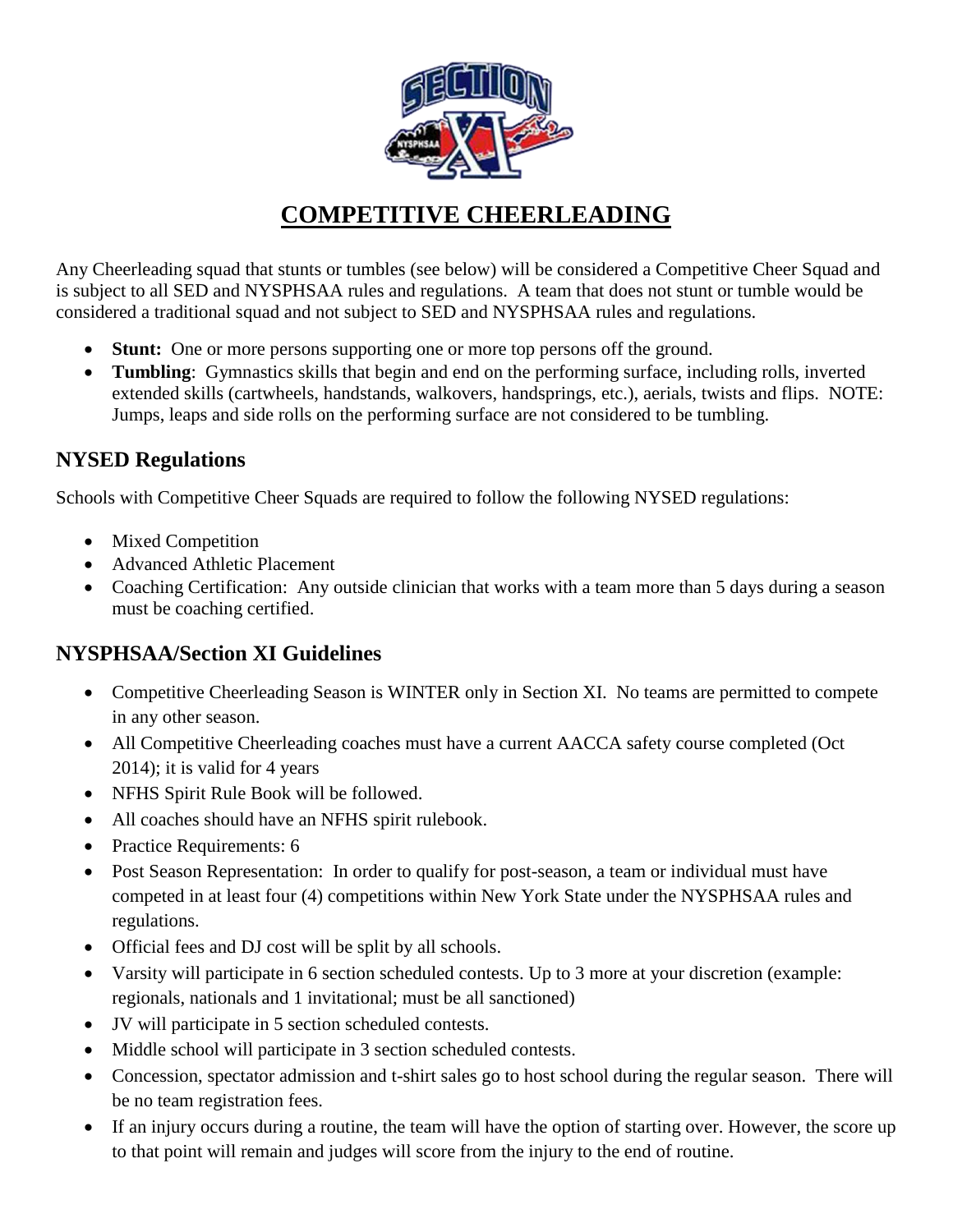# COMPETITIVE CHEERLEADING

Any Cheerleading squad that stunts or tumbles (see below) will be considered a Competitive Cheer Squad and is subject to all SED and NYSPHSAA rules and regulations. A team that does not stunt or tumble would be considered a traditional squad and not subject to SED and NYSPHSAA rules and regulations.

- **Stunt:** One or more persons supporting one or more top persons off the ground.
- **Tumbling**: Gymnastics skills that begin and end on the performing surface, including rolls, inverted extended skills (cartwheels, handstands, walkovers, handsprings, etc.), aerials, twists and flips. NOTE: Jumps, leaps and side rolls on the performing surface are not considered to be tumbling.

## NYSED Regulations

Schools with Competitive Cheer Squads are required to follow the following NYSED regulations:

- Mixed Competition
- Advanced Athletic Placement
- Coaching Certification: Any outside clinician that works with a team more than 5 days during a season must be coaching certified.

## NYSPHSAA/Section XI Guidelines

- Competitive Cheerleading Season is WINTER only in Section XI. No teams are permitted to compete in any other season.
- All Competitive Cheerleading coaches must have a current AACCA safety course completed (Oct 2014); it is valid for 4 years
- NFHS Spirit Rule Book will be followed.
- All coaches should have an NFHS spirit rulebook.
- Practice Requirements: 6
- Post Season Representation: In order to qualify for post-season, a team or individual must have competed in at least four (4) competitions within New York State under the NYSPHSAA rules and regulations.
- Official fees and DJ cost will be split by all schools.
- Varsity will participate in 6 section scheduled contests. Up to 3 more at your discretion (example: regionals, nationals and 1 invitational; must be all sanctioned)
- JV will participate in 5 section scheduled contests.
- Middle school will participate in 3 section scheduled contests.
- Concession, spectator admission and t-shirt sales go to host school during the regular season. There will be no team registration fees.
- If an injury occurs during a routine, the team will have the option of starting over. However, the score up to that point will remain and judges will score from the injury to the end of routine.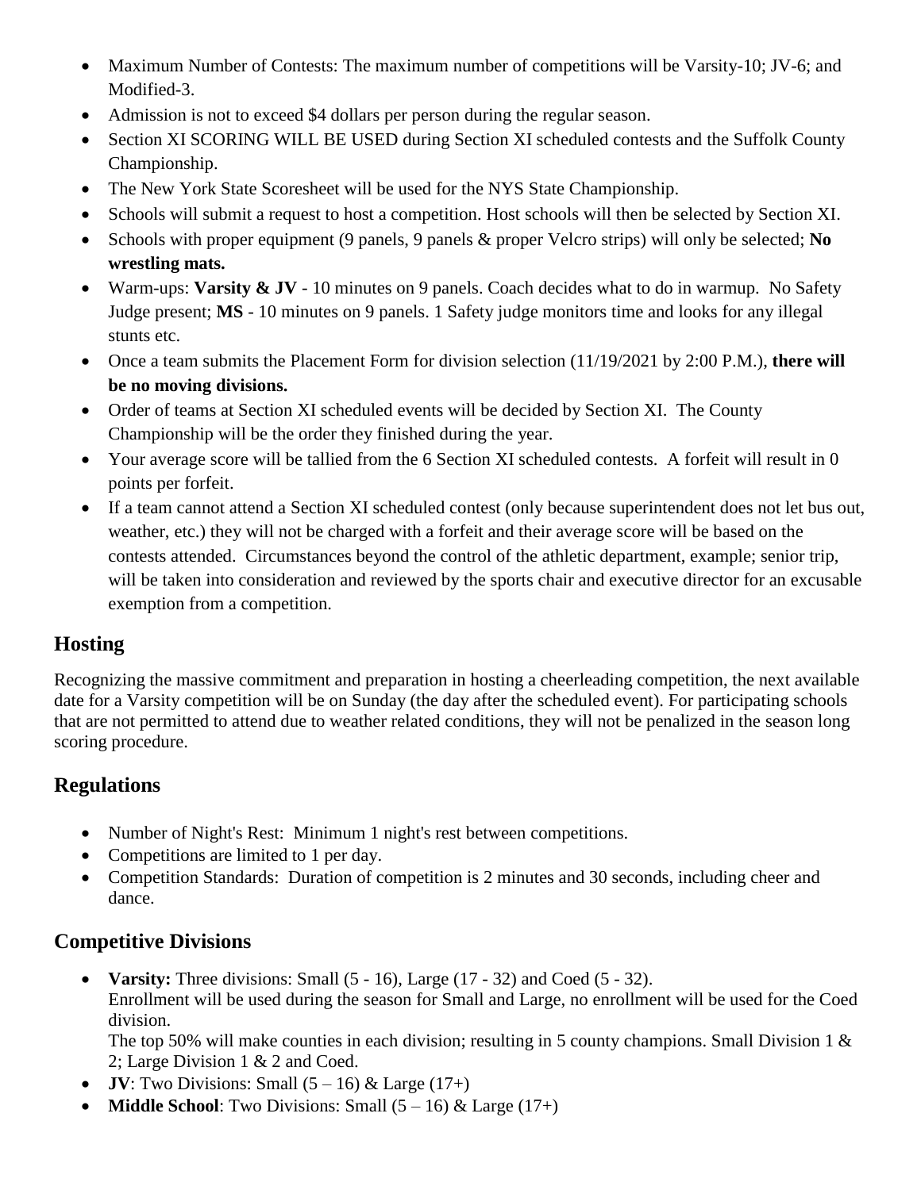- Maximum Number of Contests: The maximum number of competitions will be Varsity-10; JV-6; and Modified-3.
- Admission is not to exceed $4 dollars per person during the regular season.
- Section XI SCORING WILL BE USED during Section XI scheduled contests and the Suffolk County Championship.
- The New York State Scoresheet will be used for the NYS State Championship.
- Schools will submit a request to host a competition. Host schools will then be selected by Section XI.
- Schools with proper equipment (9 panels, 9 panels & proper Velcro strips) will only be selected; **No wrestling mats.**
- Warm-ups: **Varsity & JV** - 10 minutes on 9 panels. Coach decides what to do in warmup. No Safety Judge present; **MS** - 10 minutes on 9 panels. 1 Safety judge monitors time and looks for any illegal stunts etc.
- Once a team submits the Placement Form for division selection (11/19/2021 by 2:00 P.M.), **there will be no moving divisions.**
- Order of teams at Section XI scheduled events will be decided by Section XI. The County Championship will be the order they finished during the year.
- Your average score will be tallied from the 6 Section XI scheduled contests. A forfeit will result in 0 points per forfeit.
- If a team cannot attend a Section XI scheduled contest (only because superintendent does not let bus out, weather, etc.) they will not be charged with a forfeit and their average score will be based on the contests attended. Circumstances beyond the control of the athletic department, example; senior trip, will be taken into consideration and reviewed by the sports chair and executive director for an excusable exemption from a competition.

## Hosting

Recognizing the massive commitment and preparation in hosting a cheerleading competition, the next available date for a Varsity competition will be on Sunday (the day after the scheduled event). For participating schools that are not permitted to attend due to weather related conditions, they will not be penalized in the season long scoring procedure.

## Regulations

- Number of Night's Rest: Minimum 1 night's rest between competitions.
- Competitions are limited to 1 per day.
- Competition Standards: Duration of competition is 2 minutes and 30 seconds, including cheer and dance.

## Competitive Divisions

- **Varsity:** Three divisions: Small (5 - 16), Large (17 - 32) and Coed (5 - 32).
  Enrollment will be used during the season for Small and Large, no enrollment will be used for the Coed division.
  The top 50% will make counties in each division; resulting in 5 county champions. Small Division 1 & 2; Large Division 1 & 2 and Coed.
- **JV**: Two Divisions: Small (5 – 16) & Large (17+)
- **Middle School**: Two Divisions: Small (5 – 16) & Large (17+)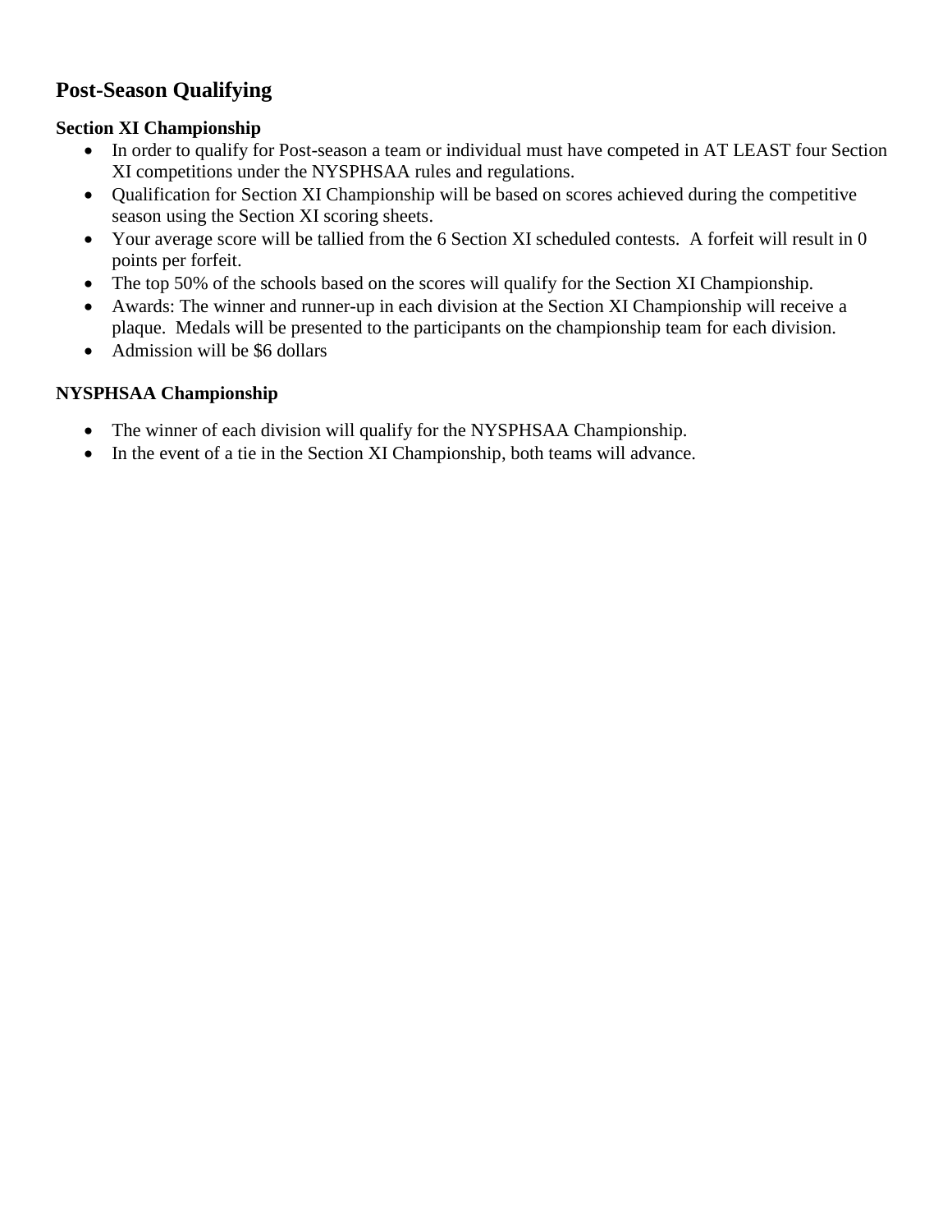## Post-Season Qualifying

### Section XI Championship

- In order to qualify for Post-season a team or individual must have competed in AT LEAST four Section XI competitions under the NYSPHSAA rules and regulations.
- Qualification for Section XI Championship will be based on scores achieved during the competitive season using the Section XI scoring sheets.
- Your average score will be tallied from the 6 Section XI scheduled contests. A forfeit will result in 0 points per forfeit.
- The top 50% of the schools based on the scores will qualify for the Section XI Championship.
- Awards: The winner and runner-up in each division at the Section XI Championship will receive a plaque. Medals will be presented to the participants on the championship team for each division.
- Admission will be $6 dollars

### NYSPHSAA Championship

- The winner of each division will qualify for the NYSPHSAA Championship.
- In the event of a tie in the Section XI Championship, both teams will advance.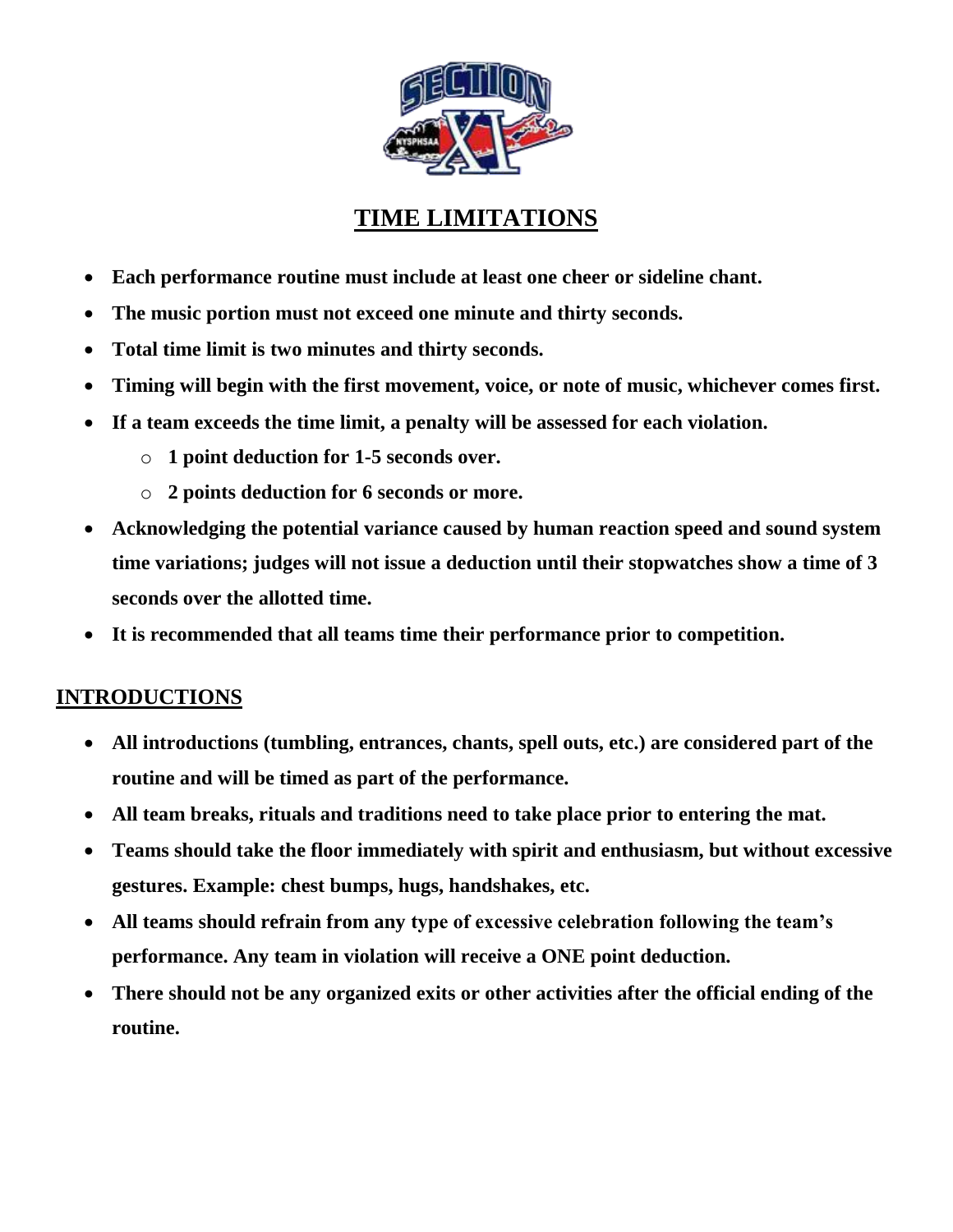## TIME LIMITATIONS

- **Each performance routine must include at least one cheer or sideline chant.**
- **The music portion must not exceed one minute and thirty seconds.**
- **Total time limit is two minutes and thirty seconds.**
- **Timing will begin with the first movement, voice, or note of music, whichever comes first.**
- **If a team exceeds the time limit, a penalty will be assessed for each violation.**
  - **1 point deduction for 1-5 seconds over.**
  - **2 points deduction for 6 seconds or more.**
- **Acknowledging the potential variance caused by human reaction speed and sound system time variations; judges will not issue a deduction until their stopwatches show a time of 3 seconds over the allotted time.**
- **It is recommended that all teams time their performance prior to competition.**

## INTRODUCTIONS

- **All introductions (tumbling, entrances, chants, spell outs, etc.) are considered part of the routine and will be timed as part of the performance.**
- **All team breaks, rituals and traditions need to take place prior to entering the mat.**
- **Teams should take the floor immediately with spirit and enthusiasm, but without excessive gestures. Example: chest bumps, hugs, handshakes, etc.**
- **All teams should refrain from any type of excessive celebration following the team's performance. Any team in violation will receive a ONE point deduction.**
- **There should not be any organized exits or other activities after the official ending of the routine.**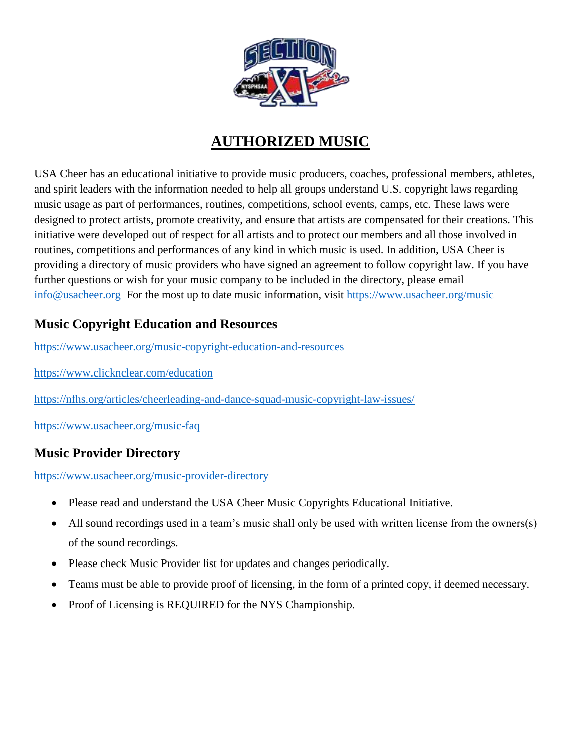# AUTHORIZED MUSIC

USA Cheer has an educational initiative to provide music producers, coaches, professional members, athletes, and spirit leaders with the information needed to help all groups understand U.S. copyright laws regarding music usage as part of performances, routines, competitions, school events, camps, etc. These laws were designed to protect artists, promote creativity, and ensure that artists are compensated for their creations. This initiative were developed out of respect for all artists and to protect our members and all those involved in routines, competitions and performances of any kind in which music is used. In addition, USA Cheer is providing a directory of music providers who have signed an agreement to follow copyright law. If you have further questions or wish for your music company to be included in the directory, please email info@usacheer.org For the most up to date music information, visit https://www.usacheer.org/music

## Music Copyright Education and Resources

https://www.usacheer.org/music-copyright-education-and-resources

https://www.clicknclear.com/education

https://nfhs.org/articles/cheerleading-and-dance-squad-music-copyright-law-issues/

https://www.usacheer.org/music-faq

## Music Provider Directory

https://www.usacheer.org/music-provider-directory

- Please read and understand the USA Cheer Music Copyrights Educational Initiative.
- All sound recordings used in a team's music shall only be used with written license from the owners(s) of the sound recordings.
- Please check Music Provider list for updates and changes periodically.
- Teams must be able to provide proof of licensing, in the form of a printed copy, if deemed necessary.
- Proof of Licensing is REQUIRED for the NYS Championship.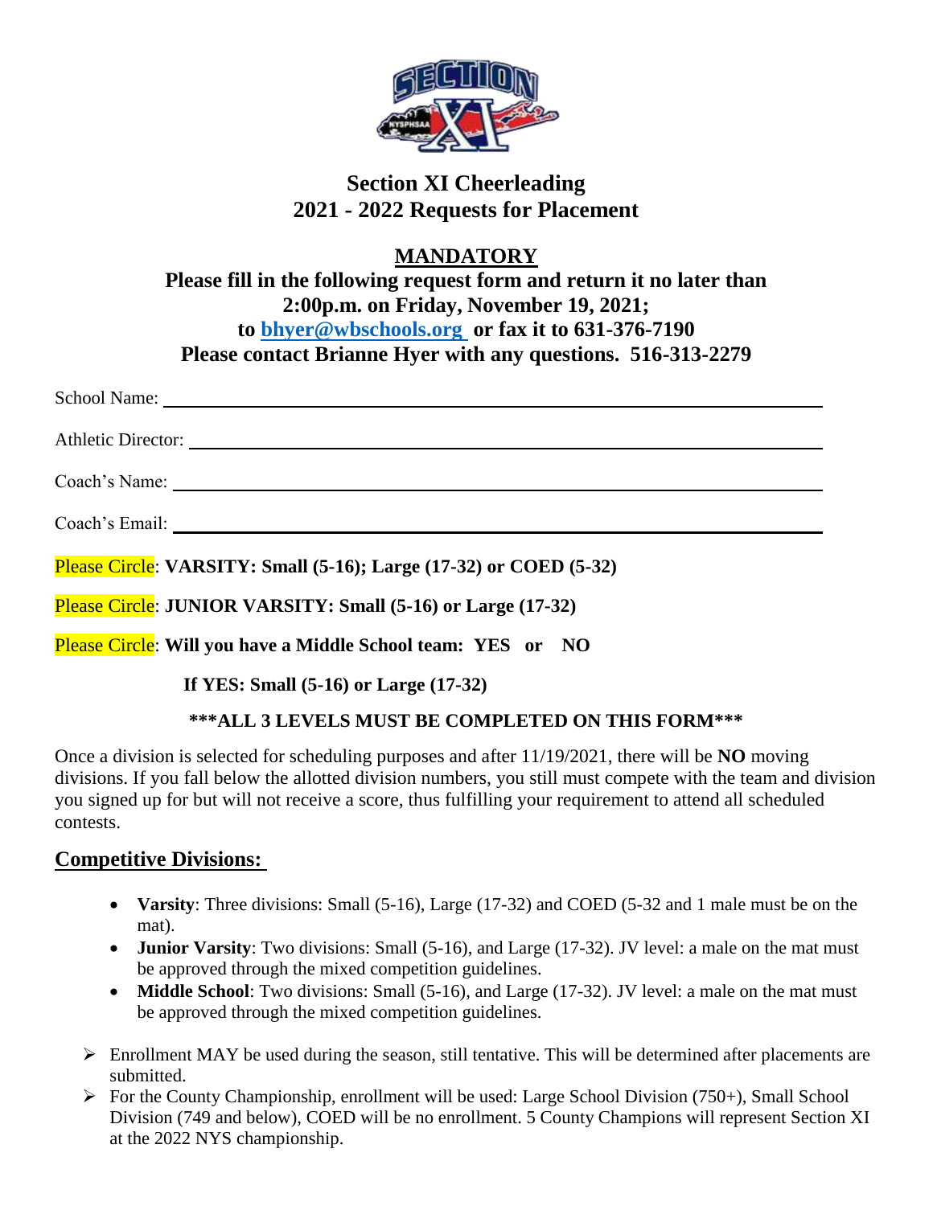# Section XI Cheerleading
# 2021 - 2022 Requests for Placement

**MANDATORY**

**Please fill in the following request form and return it no later than 2:00p.m. on Friday, November 19, 2021; to bhyer@wbschools.org or fax it to 631-376-7190**

**Please contact Brianne Hyer with any questions. 516-313-2279**

School Name: ____________________

Athletic Director: ____________________

Coach's Name: ____________________

Coach's Email: ____________________

Please Circle: **VARSITY: Small (5-16); Large (17-32) or COED (5-32)**

Please Circle: **JUNIOR VARSITY: Small (5-16) or Large (17-32)**

Please Circle: **Will you have a Middle School team: YES or NO**

**If YES: Small (5-16) or Large (17-32)**

**\*\*\*ALL 3 LEVELS MUST BE COMPLETED ON THIS FORM\*\*\***

Once a division is selected for scheduling purposes and after 11/19/2021, there will be **NO** moving divisions. If you fall below the allotted division numbers, you still must compete with the team and division you signed up for but will not receive a score, thus fulfilling your requirement to attend all scheduled contests.

## Competitive Divisions:

- **Varsity**: Three divisions: Small (5-16), Large (17-32) and COED (5-32 and 1 male must be on the mat).
- **Junior Varsity**: Two divisions: Small (5-16), and Large (17-32). JV level: a male on the mat must be approved through the mixed competition guidelines.
- **Middle School**: Two divisions: Small (5-16), and Large (17-32). JV level: a male on the mat must be approved through the mixed competition guidelines.

- Enrollment MAY be used during the season, still tentative. This will be determined after placements are submitted.
- For the County Championship, enrollment will be used: Large School Division (750+), Small School Division (749 and below), COED will be no enrollment. 5 County Champions will represent Section XI at the 2022 NYS championship.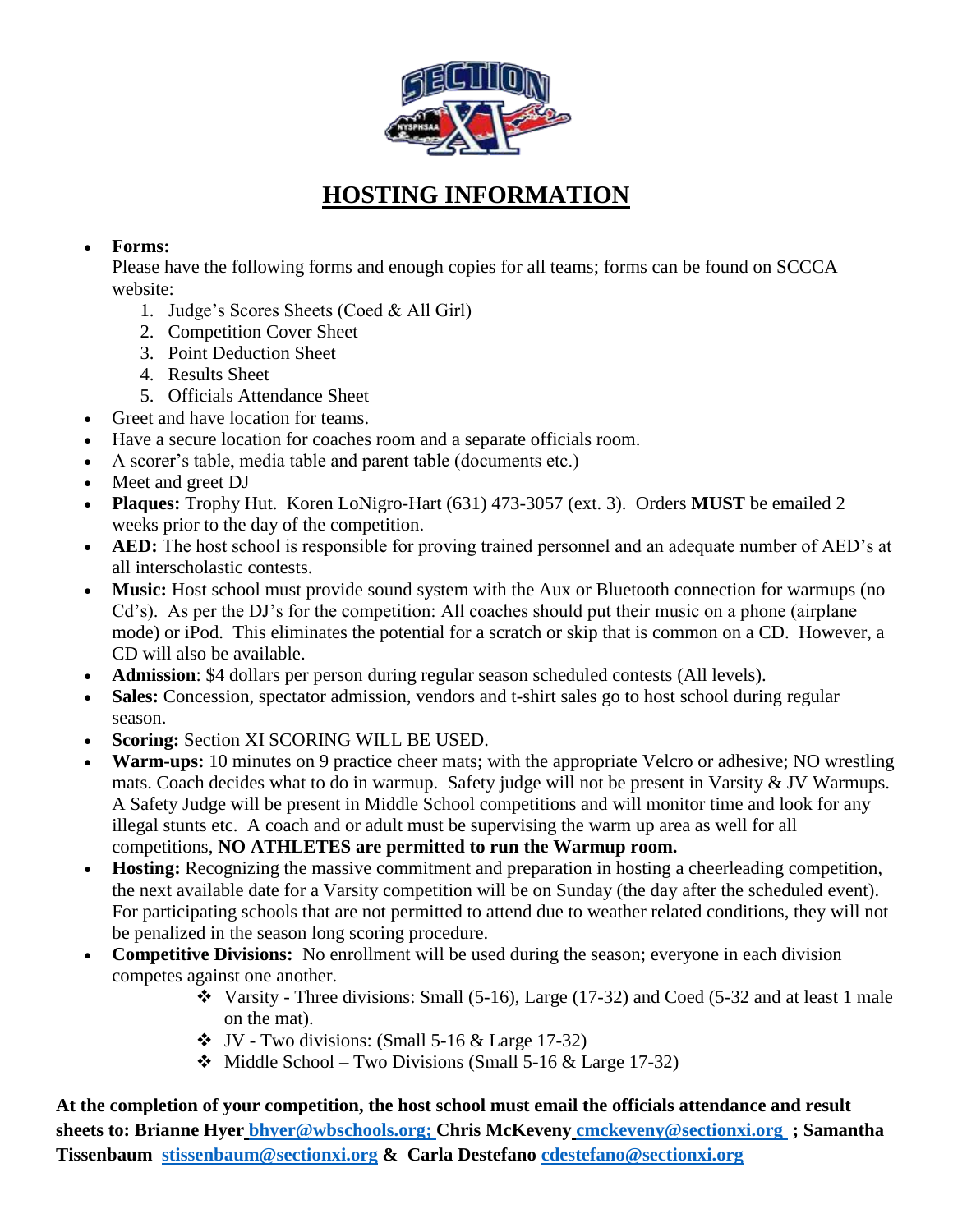# HOSTING INFORMATION

- **Forms:**
  Please have the following forms and enough copies for all teams; forms can be found on SCCCA website:
  1. Judge's Scores Sheets (Coed & All Girl)
  2. Competition Cover Sheet
  3. Point Deduction Sheet
  4. Results Sheet
  5. Officials Attendance Sheet
- Greet and have location for teams.
- Have a secure location for coaches room and a separate officials room.
- A scorer's table, media table and parent table (documents etc.)
- Meet and greet DJ
- **Plaques:** Trophy Hut. Koren LoNigro-Hart (631) 473-3057 (ext. 3). Orders **MUST** be emailed 2 weeks prior to the day of the competition.
- **AED:** The host school is responsible for proving trained personnel and an adequate number of AED's at all interscholastic contests.
- **Music:** Host school must provide sound system with the Aux or Bluetooth connection for warmups (no Cd's). As per the DJ's for the competition: All coaches should put their music on a phone (airplane mode) or iPod. This eliminates the potential for a scratch or skip that is common on a CD. However, a CD will also be available.
- **Admission**: $4 dollars per person during regular season scheduled contests (All levels).
- **Sales:** Concession, spectator admission, vendors and t-shirt sales go to host school during regular season.
- **Scoring:** Section XI SCORING WILL BE USED.
- **Warm-ups:** 10 minutes on 9 practice cheer mats; with the appropriate Velcro or adhesive; NO wrestling mats. Coach decides what to do in warmup. Safety judge will not be present in Varsity & JV Warmups. A Safety Judge will be present in Middle School competitions and will monitor time and look for any illegal stunts etc. A coach and or adult must be supervising the warm up area as well for all competitions, **NO ATHLETES are permitted to run the Warmup room.**
- **Hosting:** Recognizing the massive commitment and preparation in hosting a cheerleading competition, the next available date for a Varsity competition will be on Sunday (the day after the scheduled event). For participating schools that are not permitted to attend due to weather related conditions, they will not be penalized in the season long scoring procedure.
- **Competitive Divisions:** No enrollment will be used during the season; everyone in each division competes against one another.
  - Varsity - Three divisions: Small (5-16), Large (17-32) and Coed (5-32 and at least 1 male on the mat).
  - JV - Two divisions: (Small 5-16 & Large 17-32)
  - Middle School – Two Divisions (Small 5-16 & Large 17-32)

**At the completion of your competition, the host school must email the officials attendance and result sheets to: Brianne Hyer bhyer@wbschools.org; Chris McKeveny cmckeveny@sectionxi.org ; Samantha Tissenbaum stissenbaum@sectionxi.org & Carla Destefano cdestefano@sectionxi.org**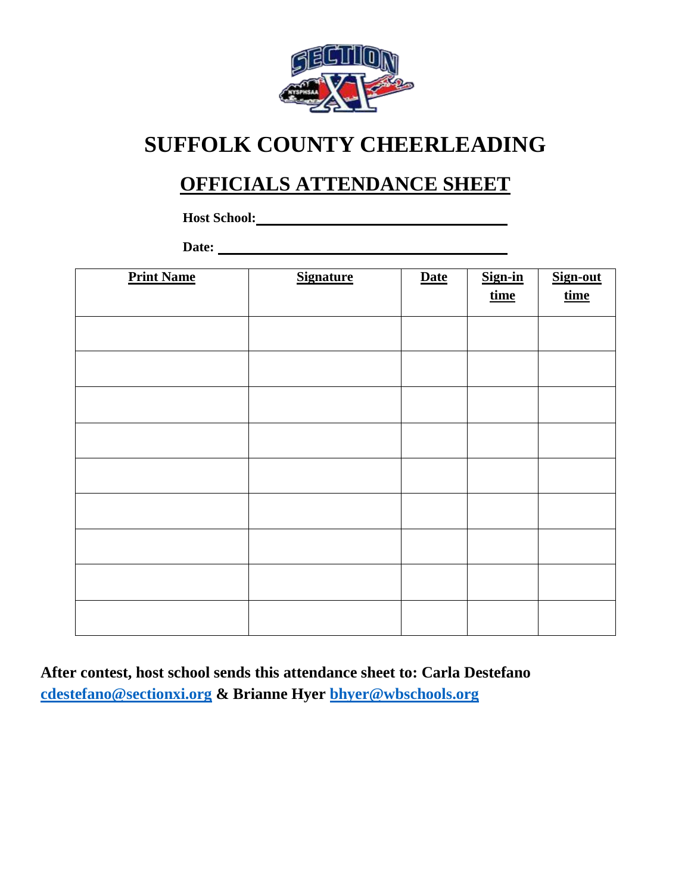# SUFFOLK COUNTY CHEERLEADING

## OFFICIALS ATTENDANCE SHEET

**Host School:** ______________________________________

**Date:** ______________________________________

| Print Name | Signature | Date | Sign-in time | Sign-out time |
|---|---|---|---|---|
| | | | | |
| | | | | |
| | | | | |
| | | | | |
| | | | | |
| | | | | |
| | | | | |
| | | | | |
| | | | | |

**After contest, host school sends this attendance sheet to: Carla Destefano cdestefano@sectionxi.org & Brianne Hyer bhyer@wbschools.org**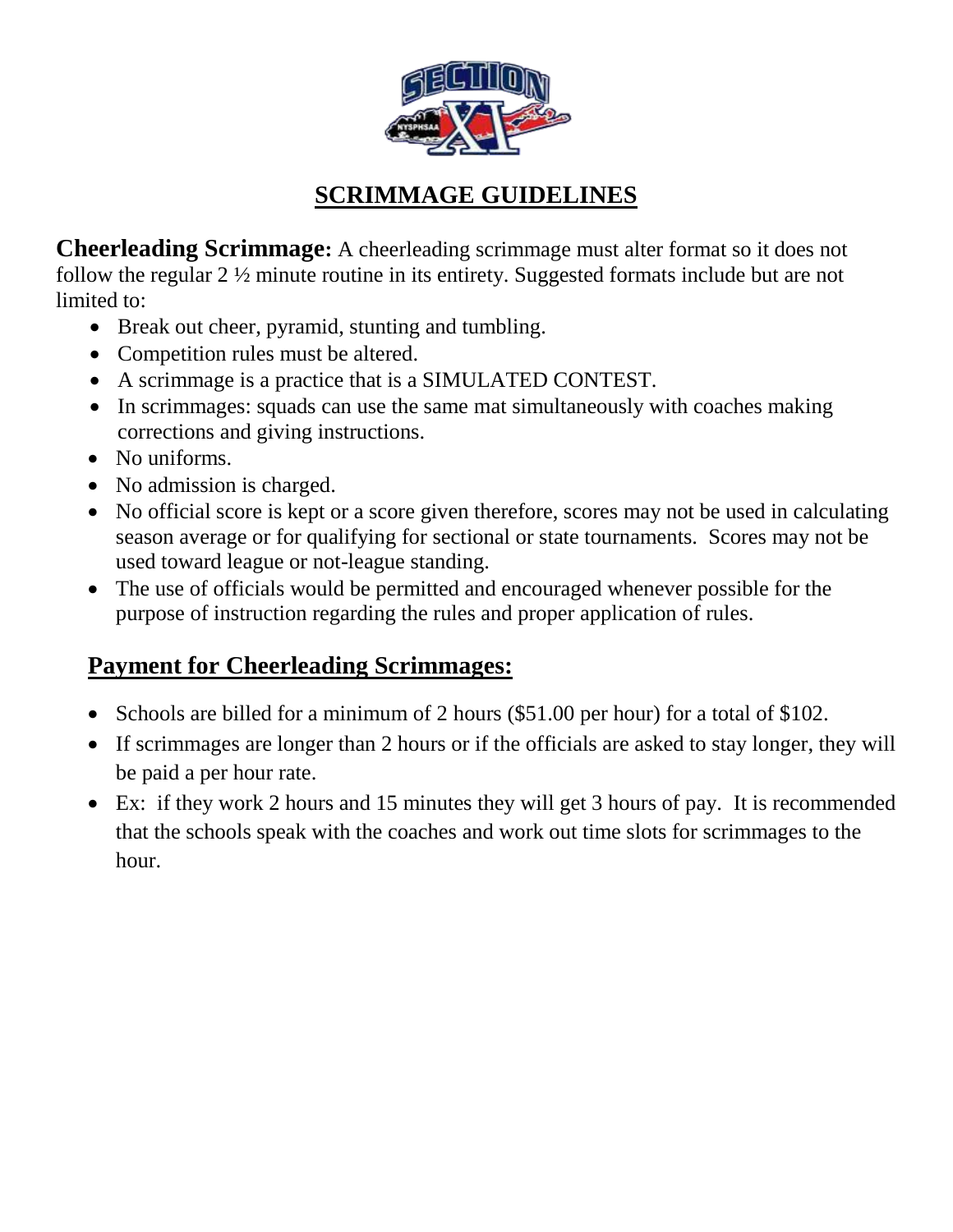# SCRIMMAGE GUIDELINES

**Cheerleading Scrimmage:** A cheerleading scrimmage must alter format so it does not follow the regular 2 ½ minute routine in its entirety. Suggested formats include but are not limited to:

- Break out cheer, pyramid, stunting and tumbling.
- Competition rules must be altered.
- A scrimmage is a practice that is a SIMULATED CONTEST.
- In scrimmages: squads can use the same mat simultaneously with coaches making corrections and giving instructions.
- No uniforms.
- No admission is charged.
- No official score is kept or a score given therefore, scores may not be used in calculating season average or for qualifying for sectional or state tournaments. Scores may not be used toward league or not-league standing.
- The use of officials would be permitted and encouraged whenever possible for the purpose of instruction regarding the rules and proper application of rules.

## Payment for Cheerleading Scrimmages:

- Schools are billed for a minimum of 2 hours ($51.00 per hour) for a total of $102.
- If scrimmages are longer than 2 hours or if the officials are asked to stay longer, they will be paid a per hour rate.
- Ex: if they work 2 hours and 15 minutes they will get 3 hours of pay. It is recommended that the schools speak with the coaches and work out time slots for scrimmages to the hour.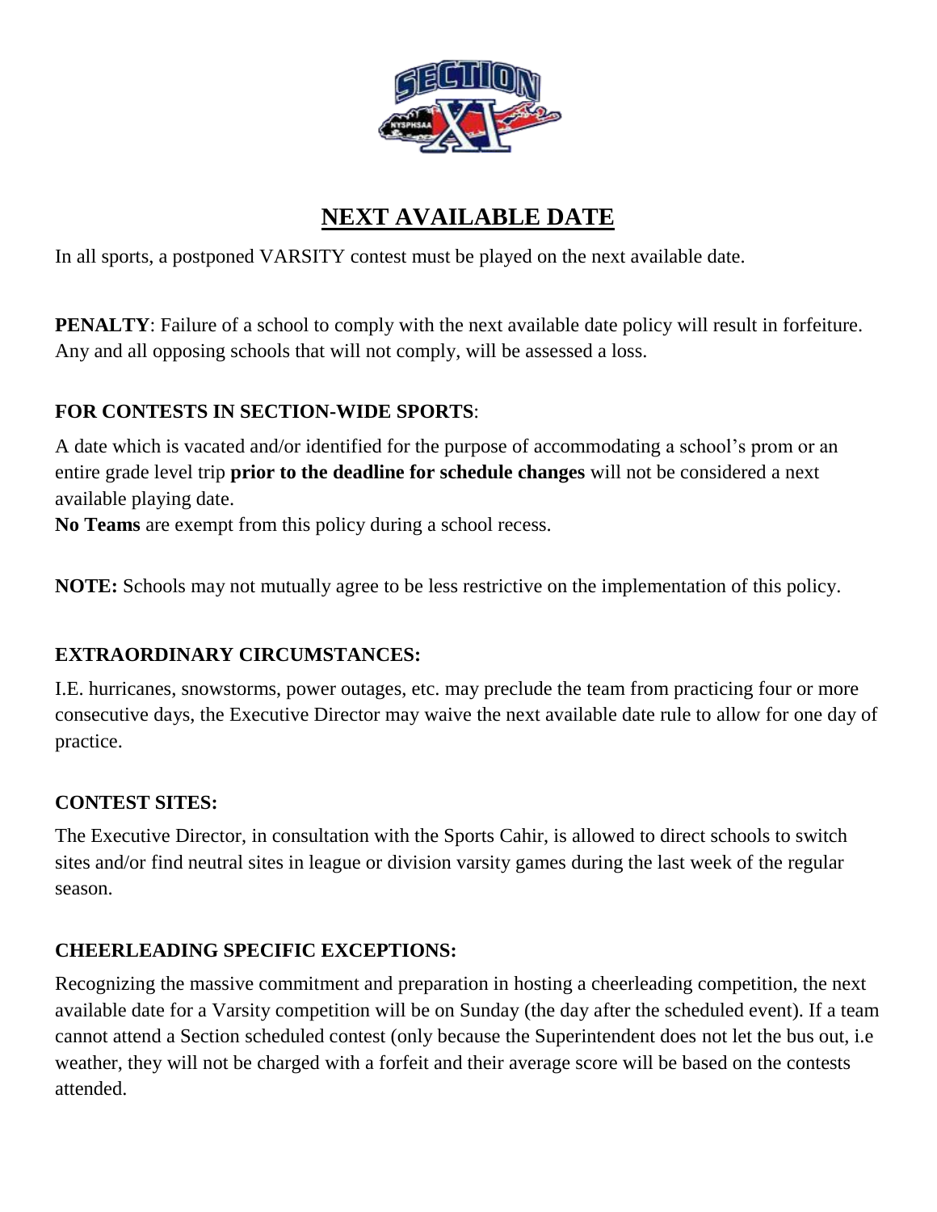# NEXT AVAILABLE DATE

In all sports, a postponed VARSITY contest must be played on the next available date.

**PENALTY**: Failure of a school to comply with the next available date policy will result in forfeiture. Any and all opposing schools that will not comply, will be assessed a loss.

**FOR CONTESTS IN SECTION-WIDE SPORTS**:

A date which is vacated and/or identified for the purpose of accommodating a school's prom or an entire grade level trip **prior to the deadline for schedule changes** will not be considered a next available playing date.

**No Teams** are exempt from this policy during a school recess.

**NOTE:** Schools may not mutually agree to be less restrictive on the implementation of this policy.

**EXTRAORDINARY CIRCUMSTANCES:**

I.E. hurricanes, snowstorms, power outages, etc. may preclude the team from practicing four or more consecutive days, the Executive Director may waive the next available date rule to allow for one day of practice.

**CONTEST SITES:**

The Executive Director, in consultation with the Sports Cahir, is allowed to direct schools to switch sites and/or find neutral sites in league or division varsity games during the last week of the regular season.

**CHEERLEADING SPECIFIC EXCEPTIONS:**

Recognizing the massive commitment and preparation in hosting a cheerleading competition, the next available date for a Varsity competition will be on Sunday (the day after the scheduled event). If a team cannot attend a Section scheduled contest (only because the Superintendent does not let the bus out, i.e weather, they will not be charged with a forfeit and their average score will be based on the contests attended.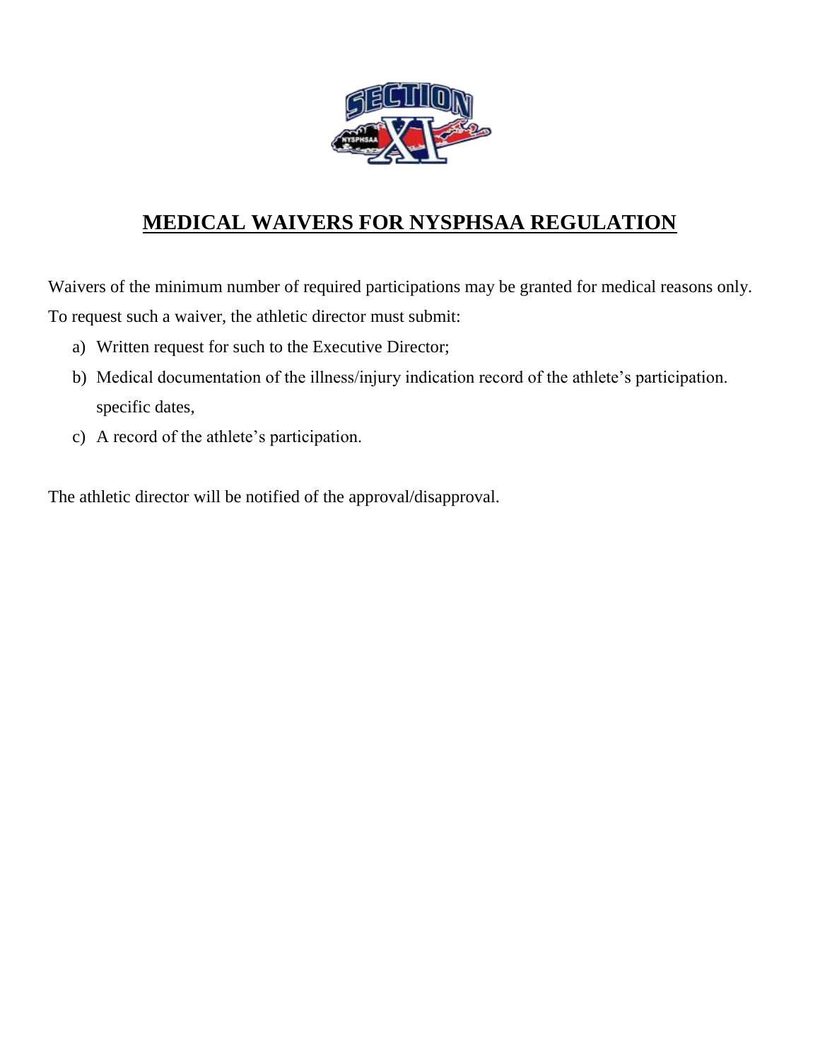# MEDICAL WAIVERS FOR NYSPHSAA REGULATION

Waivers of the minimum number of required participations may be granted for medical reasons only. To request such a waiver, the athletic director must submit:

a) Written request for such to the Executive Director;
b) Medical documentation of the illness/injury indication record of the athlete's participation. specific dates,
c) A record of the athlete's participation.

The athletic director will be notified of the approval/disapproval.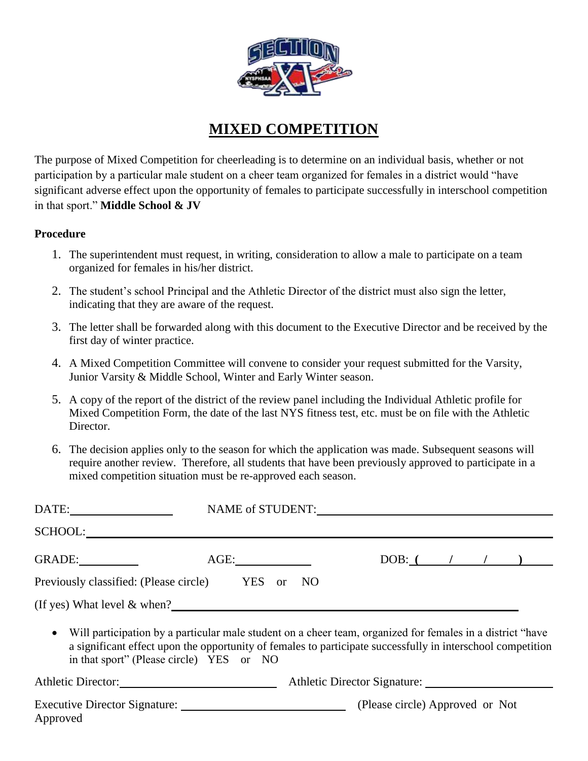# MIXED COMPETITION

The purpose of Mixed Competition for cheerleading is to determine on an individual basis, whether or not participation by a particular male student on a cheer team organized for females in a district would "have significant adverse effect upon the opportunity of females to participate successfully in interschool competition in that sport." **Middle School & JV**

**Procedure**

1. The superintendent must request, in writing, consideration to allow a male to participate on a team organized for females in his/her district.
2. The student's school Principal and the Athletic Director of the district must also sign the letter, indicating that they are aware of the request.
3. The letter shall be forwarded along with this document to the Executive Director and be received by the first day of winter practice.
4. A Mixed Competition Committee will convene to consider your request submitted for the Varsity, Junior Varsity & Middle School, Winter and Early Winter season.
5. A copy of the report of the district of the review panel including the Individual Athletic profile for Mixed Competition Form, the date of the last NYS fitness test, etc. must be on file with the Athletic Director.
6. The decision applies only to the season for which the application was made. Subsequent seasons will require another review. Therefore, all students that have been previously approved to participate in a mixed competition situation must be re-approved each season.

DATE:\_\_\_\_\_\_\_\_\_\_\_\_\_\_ NAME of STUDENT:\_\_\_\_\_\_\_\_\_\_\_\_\_\_\_\_\_\_\_\_\_\_\_\_\_\_\_\_

SCHOOL:\_\_\_\_\_\_\_\_\_\_\_\_\_\_\_\_\_\_\_\_\_\_\_\_\_\_\_\_\_\_\_\_\_\_\_\_\_\_\_\_\_\_\_\_\_\_\_\_

GRADE:\_\_\_\_\_\_\_\_ AGE:\_\_\_\_\_\_\_\_\_\_ DOB: ( / / )

Previously classified: (Please circle) YES or NO

(If yes) What level & when?\_\_\_\_\_\_\_\_\_\_\_\_\_\_\_\_\_\_\_\_\_\_\_\_\_\_\_\_\_\_\_\_\_\_\_\_\_\_

- Will participation by a particular male student on a cheer team, organized for females in a district "have a significant effect upon the opportunity of females to participate successfully in interschool competition in that sport" (Please circle) YES or NO

Athletic Director:\_\_\_\_\_\_\_\_\_\_\_\_\_\_\_\_\_\_\_\_ Athletic Director Signature: \_\_\_\_\_\_\_\_\_\_\_\_\_\_\_\_\_\_\_\_

Executive Director Signature: \_\_\_\_\_\_\_\_\_\_\_\_\_\_\_\_\_\_\_\_ (Please circle) Approved or Not Approved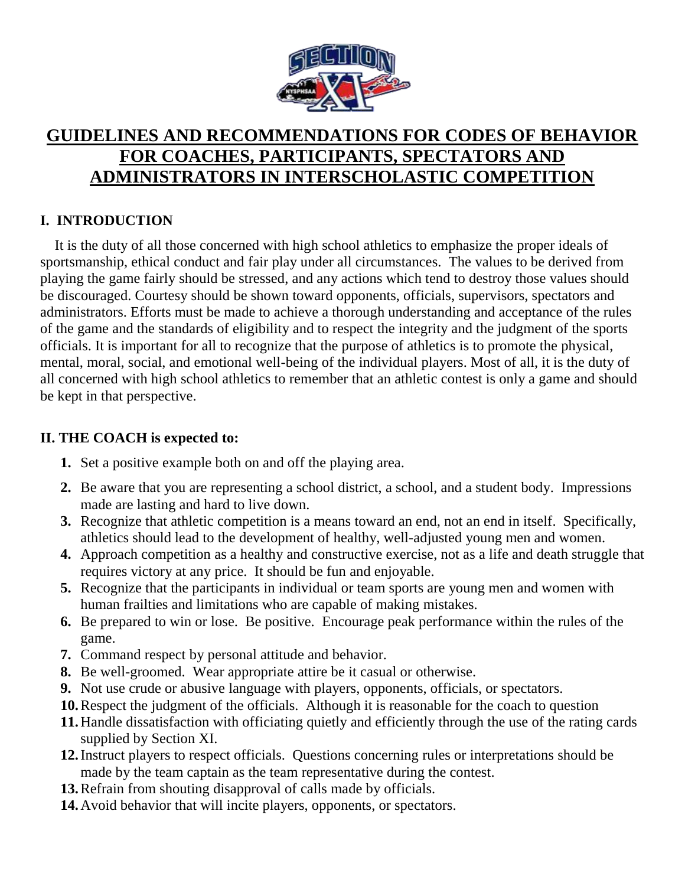# GUIDELINES AND RECOMMENDATIONS FOR CODES OF BEHAVIOR FOR COACHES, PARTICIPANTS, SPECTATORS AND ADMINISTRATORS IN INTERSCHOLASTIC COMPETITION

## I. INTRODUCTION

It is the duty of all those concerned with high school athletics to emphasize the proper ideals of sportsmanship, ethical conduct and fair play under all circumstances. The values to be derived from playing the game fairly should be stressed, and any actions which tend to destroy those values should be discouraged. Courtesy should be shown toward opponents, officials, supervisors, spectators and administrators. Efforts must be made to achieve a thorough understanding and acceptance of the rules of the game and the standards of eligibility and to respect the integrity and the judgment of the sports officials. It is important for all to recognize that the purpose of athletics is to promote the physical, mental, moral, social, and emotional well-being of the individual players. Most of all, it is the duty of all concerned with high school athletics to remember that an athletic contest is only a game and should be kept in that perspective.

## II. THE COACH is expected to:

1. Set a positive example both on and off the playing area.
2. Be aware that you are representing a school district, a school, and a student body. Impressions made are lasting and hard to live down.
3. Recognize that athletic competition is a means toward an end, not an end in itself. Specifically, athletics should lead to the development of healthy, well-adjusted young men and women.
4. Approach competition as a healthy and constructive exercise, not as a life and death struggle that requires victory at any price. It should be fun and enjoyable.
5. Recognize that the participants in individual or team sports are young men and women with human frailties and limitations who are capable of making mistakes.
6. Be prepared to win or lose. Be positive. Encourage peak performance within the rules of the game.
7. Command respect by personal attitude and behavior.
8. Be well-groomed. Wear appropriate attire be it casual or otherwise.
9. Not use crude or abusive language with players, opponents, officials, or spectators.
10. Respect the judgment of the officials. Although it is reasonable for the coach to question
11. Handle dissatisfaction with officiating quietly and efficiently through the use of the rating cards supplied by Section XI.
12. Instruct players to respect officials. Questions concerning rules or interpretations should be made by the team captain as the team representative during the contest.
13. Refrain from shouting disapproval of calls made by officials.
14. Avoid behavior that will incite players, opponents, or spectators.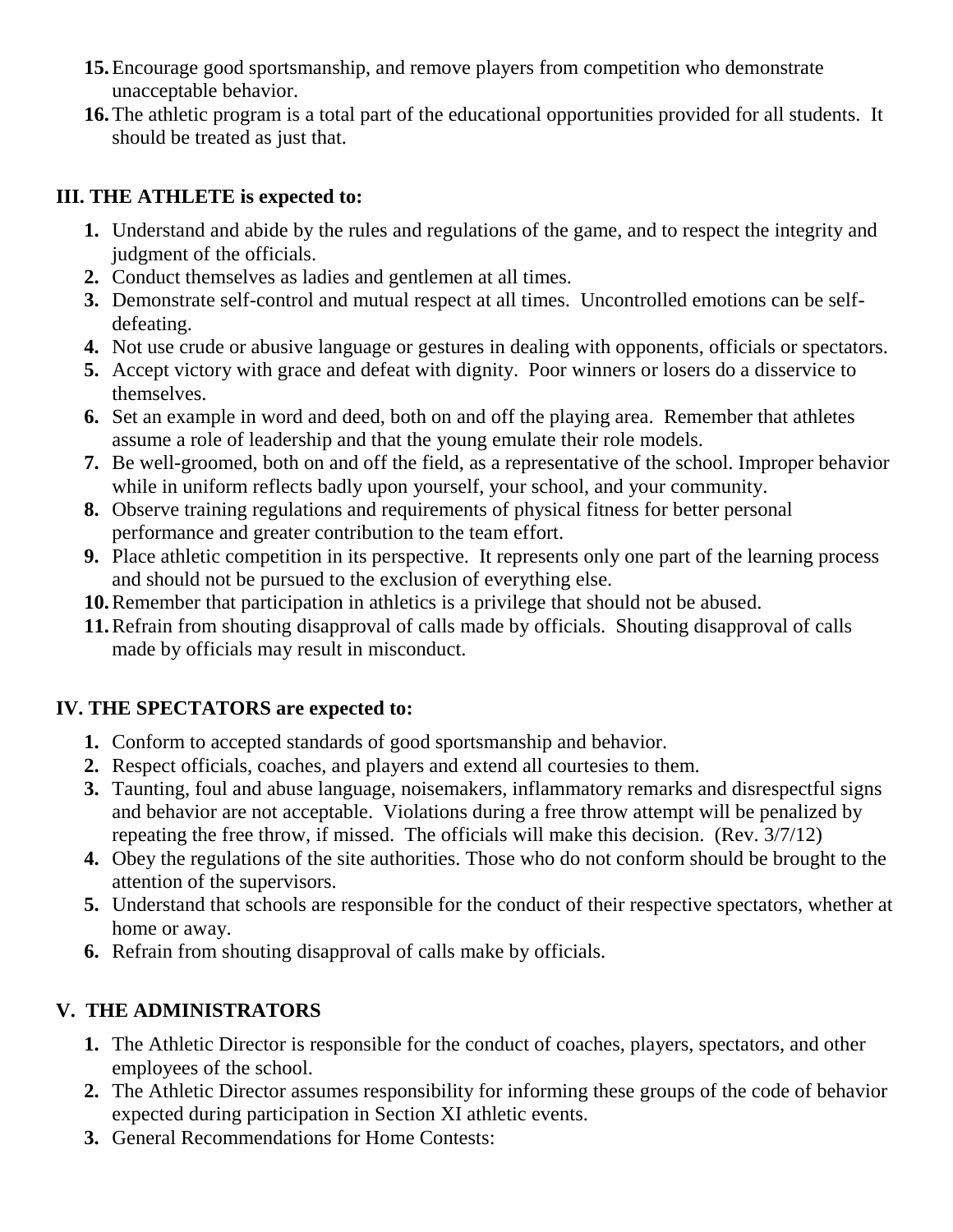15. Encourage good sportsmanship, and remove players from competition who demonstrate unacceptable behavior.
16. The athletic program is a total part of the educational opportunities provided for all students. It should be treated as just that.

## III. THE ATHLETE is expected to:

1. Understand and abide by the rules and regulations of the game, and to respect the integrity and judgment of the officials.
2. Conduct themselves as ladies and gentlemen at all times.
3. Demonstrate self-control and mutual respect at all times. Uncontrolled emotions can be self-defeating.
4. Not use crude or abusive language or gestures in dealing with opponents, officials or spectators.
5. Accept victory with grace and defeat with dignity. Poor winners or losers do a disservice to themselves.
6. Set an example in word and deed, both on and off the playing area. Remember that athletes assume a role of leadership and that the young emulate their role models.
7. Be well-groomed, both on and off the field, as a representative of the school. Improper behavior while in uniform reflects badly upon yourself, your school, and your community.
8. Observe training regulations and requirements of physical fitness for better personal performance and greater contribution to the team effort.
9. Place athletic competition in its perspective. It represents only one part of the learning process and should not be pursued to the exclusion of everything else.
10. Remember that participation in athletics is a privilege that should not be abused.
11. Refrain from shouting disapproval of calls made by officials. Shouting disapproval of calls made by officials may result in misconduct.

## IV. THE SPECTATORS are expected to:

1. Conform to accepted standards of good sportsmanship and behavior.
2. Respect officials, coaches, and players and extend all courtesies to them.
3. Taunting, foul and abuse language, noisemakers, inflammatory remarks and disrespectful signs and behavior are not acceptable. Violations during a free throw attempt will be penalized by repeating the free throw, if missed. The officials will make this decision. (Rev. 3/7/12)
4. Obey the regulations of the site authorities. Those who do not conform should be brought to the attention of the supervisors.
5. Understand that schools are responsible for the conduct of their respective spectators, whether at home or away.
6. Refrain from shouting disapproval of calls make by officials.

## V. THE ADMINISTRATORS

1. The Athletic Director is responsible for the conduct of coaches, players, spectators, and other employees of the school.
2. The Athletic Director assumes responsibility for informing these groups of the code of behavior expected during participation in Section XI athletic events.
3. General Recommendations for Home Contests: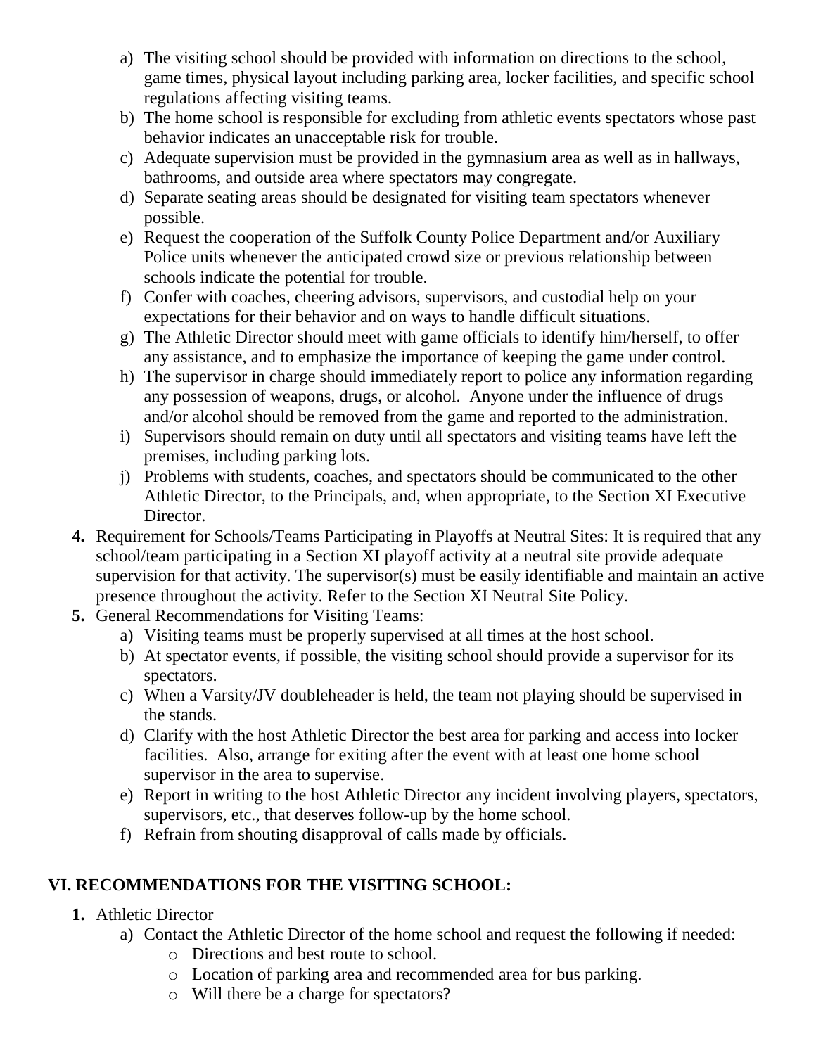a) The visiting school should be provided with information on directions to the school, game times, physical layout including parking area, locker facilities, and specific school regulations affecting visiting teams.
b) The home school is responsible for excluding from athletic events spectators whose past behavior indicates an unacceptable risk for trouble.
c) Adequate supervision must be provided in the gymnasium area as well as in hallways, bathrooms, and outside area where spectators may congregate.
d) Separate seating areas should be designated for visiting team spectators whenever possible.
e) Request the cooperation of the Suffolk County Police Department and/or Auxiliary Police units whenever the anticipated crowd size or previous relationship between schools indicate the potential for trouble.
f) Confer with coaches, cheering advisors, supervisors, and custodial help on your expectations for their behavior and on ways to handle difficult situations.
g) The Athletic Director should meet with game officials to identify him/herself, to offer any assistance, and to emphasize the importance of keeping the game under control.
h) The supervisor in charge should immediately report to police any information regarding any possession of weapons, drugs, or alcohol. Anyone under the influence of drugs and/or alcohol should be removed from the game and reported to the administration.
i) Supervisors should remain on duty until all spectators and visiting teams have left the premises, including parking lots.
j) Problems with students, coaches, and spectators should be communicated to the other Athletic Director, to the Principals, and, when appropriate, to the Section XI Executive Director.

**4.** Requirement for Schools/Teams Participating in Playoffs at Neutral Sites: It is required that any school/team participating in a Section XI playoff activity at a neutral site provide adequate supervision for that activity. The supervisor(s) must be easily identifiable and maintain an active presence throughout the activity. Refer to the Section XI Neutral Site Policy.

**5.** General Recommendations for Visiting Teams:

a) Visiting teams must be properly supervised at all times at the host school.
b) At spectator events, if possible, the visiting school should provide a supervisor for its spectators.
c) When a Varsity/JV doubleheader is held, the team not playing should be supervised in the stands.
d) Clarify with the host Athletic Director the best area for parking and access into locker facilities. Also, arrange for exiting after the event with at least one home school supervisor in the area to supervise.
e) Report in writing to the host Athletic Director any incident involving players, spectators, supervisors, etc., that deserves follow-up by the home school.
f) Refrain from shouting disapproval of calls made by officials.

## VI. RECOMMENDATIONS FOR THE VISITING SCHOOL:

**1.** Athletic Director

a) Contact the Athletic Director of the home school and request the following if needed:
   - Directions and best route to school.
   - Location of parking area and recommended area for bus parking.
   - Will there be a charge for spectators?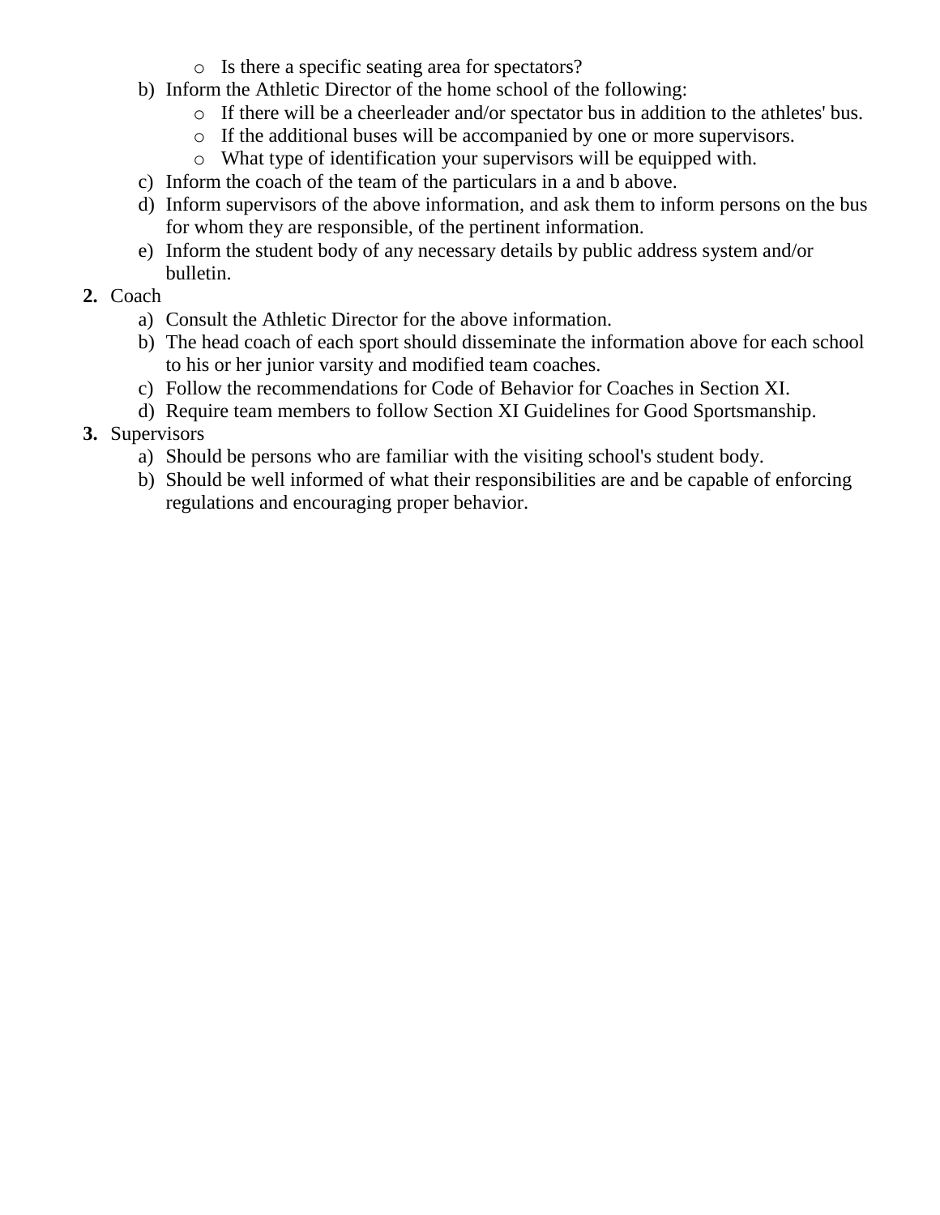- Is there a specific seating area for spectators?

   b) Inform the Athletic Director of the home school of the following:
      - If there will be a cheerleader and/or spectator bus in addition to the athletes' bus.
      - If the additional buses will be accompanied by one or more supervisors.
      - What type of identification your supervisors will be equipped with.

   c) Inform the coach of the team of the particulars in a and b above.

   d) Inform supervisors of the above information, and ask them to inform persons on the bus for whom they are responsible, of the pertinent information.

   e) Inform the student body of any necessary details by public address system and/or bulletin.

2. **Coach**
   a) Consult the Athletic Director for the above information.
   b) The head coach of each sport should disseminate the information above for each school to his or her junior varsity and modified team coaches.
   c) Follow the recommendations for Code of Behavior for Coaches in Section XI.
   d) Require team members to follow Section XI Guidelines for Good Sportsmanship.

3. **Supervisors**
   a) Should be persons who are familiar with the visiting school's student body.
   b) Should be well informed of what their responsibilities are and be capable of enforcing regulations and encouraging proper behavior.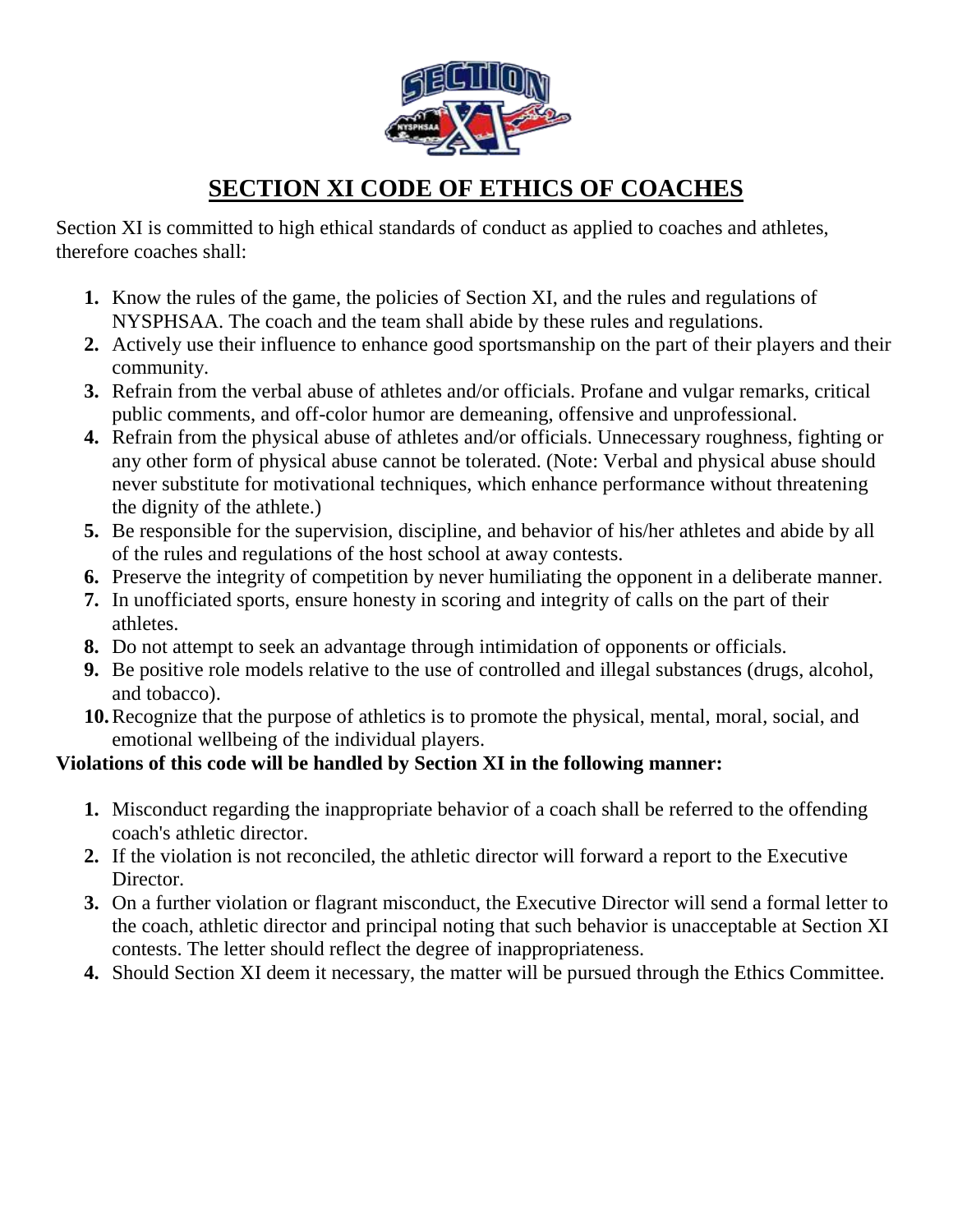# SECTION XI CODE OF ETHICS OF COACHES

Section XI is committed to high ethical standards of conduct as applied to coaches and athletes, therefore coaches shall:

1. Know the rules of the game, the policies of Section XI, and the rules and regulations of NYSPHSAA. The coach and the team shall abide by these rules and regulations.
2. Actively use their influence to enhance good sportsmanship on the part of their players and their community.
3. Refrain from the verbal abuse of athletes and/or officials. Profane and vulgar remarks, critical public comments, and off-color humor are demeaning, offensive and unprofessional.
4. Refrain from the physical abuse of athletes and/or officials. Unnecessary roughness, fighting or any other form of physical abuse cannot be tolerated. (Note: Verbal and physical abuse should never substitute for motivational techniques, which enhance performance without threatening the dignity of the athlete.)
5. Be responsible for the supervision, discipline, and behavior of his/her athletes and abide by all of the rules and regulations of the host school at away contests.
6. Preserve the integrity of competition by never humiliating the opponent in a deliberate manner.
7. In unofficiated sports, ensure honesty in scoring and integrity of calls on the part of their athletes.
8. Do not attempt to seek an advantage through intimidation of opponents or officials.
9. Be positive role models relative to the use of controlled and illegal substances (drugs, alcohol, and tobacco).
10. Recognize that the purpose of athletics is to promote the physical, mental, moral, social, and emotional wellbeing of the individual players.

**Violations of this code will be handled by Section XI in the following manner:**

1. Misconduct regarding the inappropriate behavior of a coach shall be referred to the offending coach's athletic director.
2. If the violation is not reconciled, the athletic director will forward a report to the Executive Director.
3. On a further violation or flagrant misconduct, the Executive Director will send a formal letter to the coach, athletic director and principal noting that such behavior is unacceptable at Section XI contests. The letter should reflect the degree of inappropriateness.
4. Should Section XI deem it necessary, the matter will be pursued through the Ethics Committee.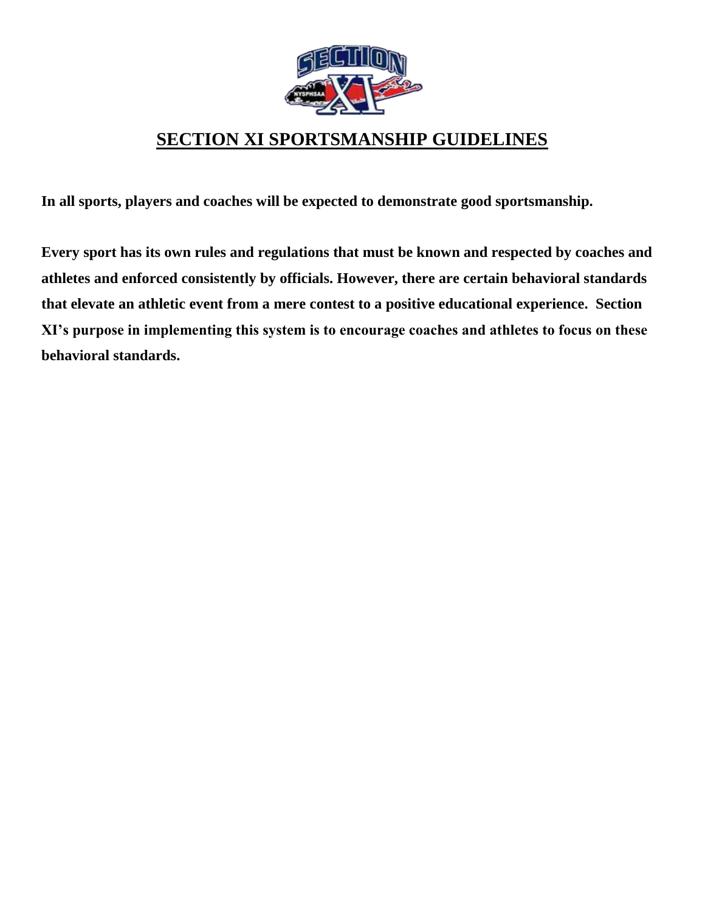# SECTION XI SPORTSMANSHIP GUIDELINES

**In all sports, players and coaches will be expected to demonstrate good sportsmanship.**

**Every sport has its own rules and regulations that must be known and respected by coaches and athletes and enforced consistently by officials. However, there are certain behavioral standards that elevate an athletic event from a mere contest to a positive educational experience. Section XI's purpose in implementing this system is to encourage coaches and athletes to focus on these behavioral standards.**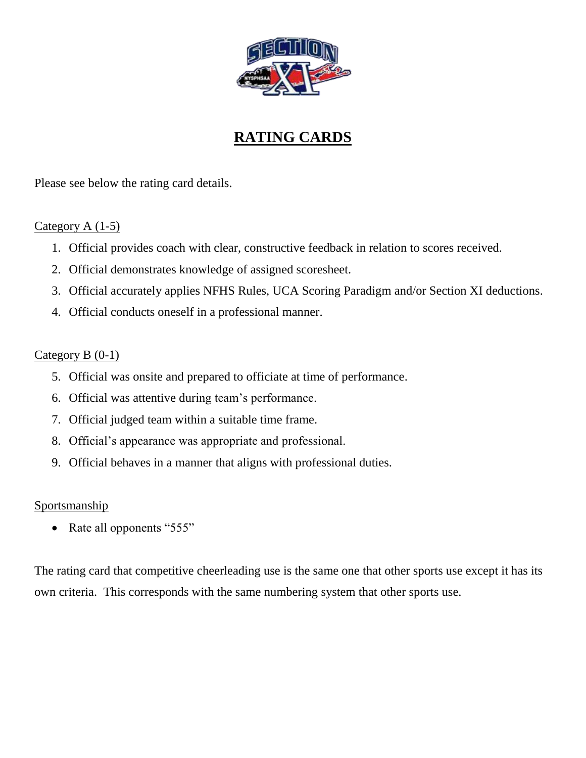# RATING CARDS

Please see below the rating card details.

Category A (1-5)

1. Official provides coach with clear, constructive feedback in relation to scores received.
2. Official demonstrates knowledge of assigned scoresheet.
3. Official accurately applies NFHS Rules, UCA Scoring Paradigm and/or Section XI deductions.
4. Official conducts oneself in a professional manner.

Category B (0-1)

5. Official was onsite and prepared to officiate at time of performance.
6. Official was attentive during team's performance.
7. Official judged team within a suitable time frame.
8. Official's appearance was appropriate and professional.
9. Official behaves in a manner that aligns with professional duties.

Sportsmanship

- Rate all opponents "555"

The rating card that competitive cheerleading use is the same one that other sports use except it has its own criteria. This corresponds with the same numbering system that other sports use.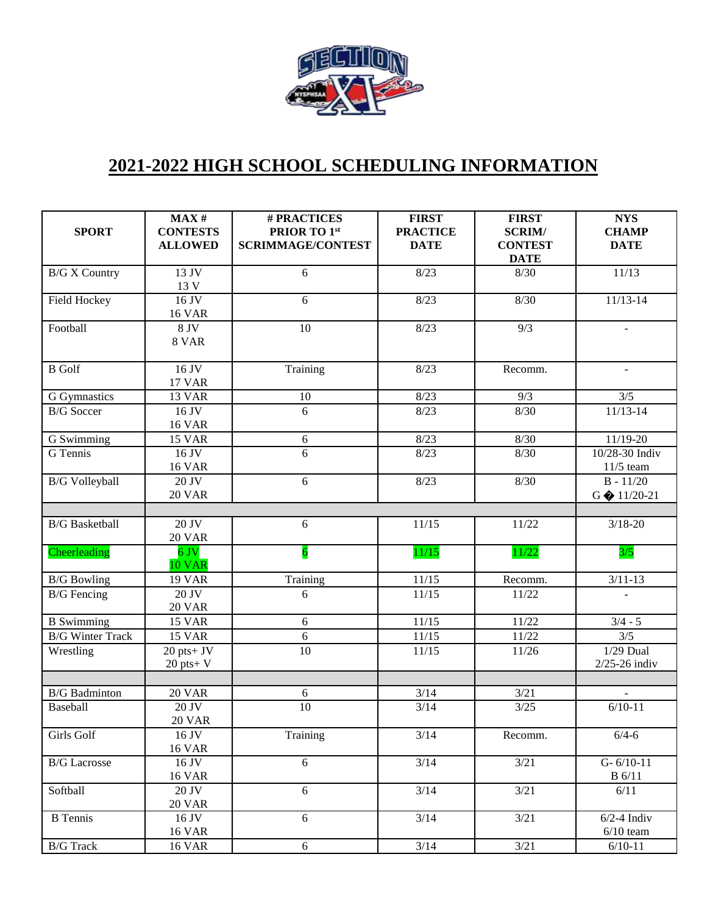# 2021-2022 HIGH SCHOOL SCHEDULING INFORMATION

| SPORT | MAX # CONTESTS ALLOWED | # PRACTICES PRIOR TO 1st SCRIMMAGE/CONTEST | FIRST PRACTICE DATE | FIRST SCRIM/ CONTEST DATE | NYS CHAMP DATE |
|---|---|---|---|---|---|
| B/G X Country | 13 JV 13 V | 6 | 8/23 | 8/30 | 11/13 |
| Field Hockey | 16 JV 16 VAR | 6 | 8/23 | 8/30 | 11/13-14 |
| Football | 8 JV 8 VAR | 10 | 8/23 | 9/3 | - |
| B Golf | 16 JV 17 VAR | Training | 8/23 | Recomm. | - |
| G Gymnastics | 13 VAR | 10 | 8/23 | 9/3 | 3/5 |
| B/G Soccer | 16 JV 16 VAR | 6 | 8/23 | 8/30 | 11/13-14 |
| G Swimming | 15 VAR | 6 | 8/23 | 8/30 | 11/19-20 |
| G Tennis | 16 JV 16 VAR | 6 | 8/23 | 8/30 | 10/28-30 Indiv 11/5 team |
| B/G Volleyball | 20 JV 20 VAR | 6 | 8/23 | 8/30 | B - 11/20 G � 11/20-21 |
| | | | | | |
| B/G Basketball | 20 JV 20 VAR | 6 | 11/15 | 11/22 | 3/18-20 |
| Cheerleading | 6 JV 10 VAR | 6 | 11/15 | 11/22 | 3/5 |
| B/G Bowling | 19 VAR | Training | 11/15 | Recomm. | 3/11-13 |
| B/G Fencing | 20 JV 20 VAR | 6 | 11/15 | 11/22 | - |
| B Swimming | 15 VAR | 6 | 11/15 | 11/22 | 3/4 - 5 |
| B/G Winter Track | 15 VAR | 6 | 11/15 | 11/22 | 3/5 |
| Wrestling | 20 pts+ JV 20 pts+ V | 10 | 11/15 | 11/26 | 1/29 Dual 2/25-26 indiv |
| | | | | | |
| B/G Badminton | 20 VAR | 6 | 3/14 | 3/21 | - |
| Baseball | 20 JV 20 VAR | 10 | 3/14 | 3/25 | 6/10-11 |
| Girls Golf | 16 JV 16 VAR | Training | 3/14 | Recomm. | 6/4-6 |
| B/G Lacrosse | 16 JV 16 VAR | 6 | 3/14 | 3/21 | G- 6/10-11 B 6/11 |
| Softball | 20 JV 20 VAR | 6 | 3/14 | 3/21 | 6/11 |
| B Tennis | 16 JV 16 VAR | 6 | 3/14 | 3/21 | 6/2-4 Indiv 6/10 team |
| B/G Track | 16 VAR | 6 | 3/14 | 3/21 | 6/10-11 |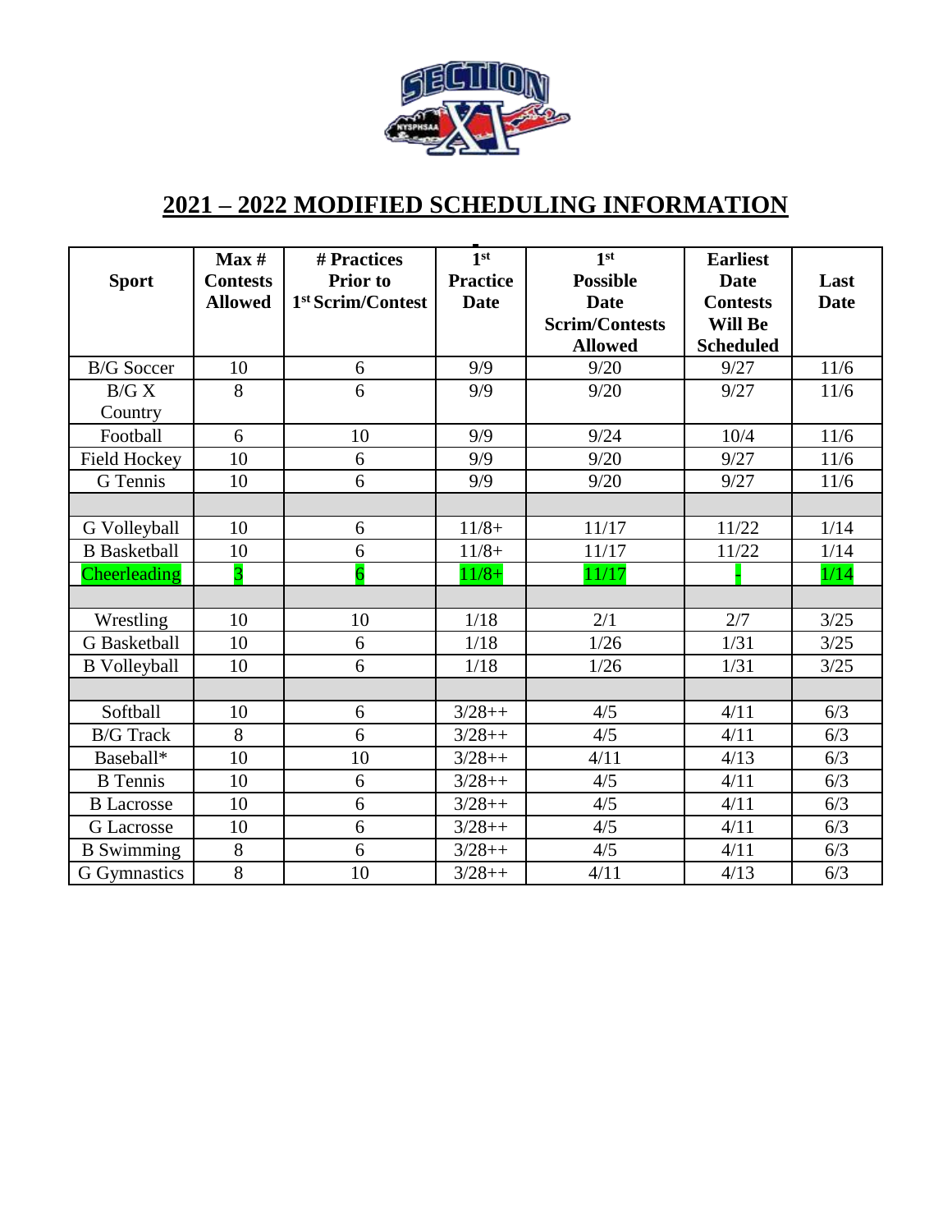# 2021 – 2022 MODIFIED SCHEDULING INFORMATION

| Sport | Max # Contests Allowed | # Practices Prior to 1st Scrim/Contest | 1st Practice Date | 1st Possible Date Scrim/Contests Allowed | Earliest Date Contests Will Be Scheduled | Last Date |
|---|---|---|---|---|---|---|
| B/G Soccer | 10 | 6 | 9/9 | 9/20 | 9/27 | 11/6 |
| B/G X Country | 8 | 6 | 9/9 | 9/20 | 9/27 | 11/6 |
| Football | 6 | 10 | 9/9 | 9/24 | 10/4 | 11/6 |
| Field Hockey | 10 | 6 | 9/9 | 9/20 | 9/27 | 11/6 |
| G Tennis | 10 | 6 | 9/9 | 9/20 | 9/27 | 11/6 |
| | | | | | | |
| G Volleyball | 10 | 6 | 11/8+ | 11/17 | 11/22 | 1/14 |
| B Basketball | 10 | 6 | 11/8+ | 11/17 | 11/22 | 1/14 |
| Cheerleading | 3 | 6 | 11/8+ | 11/17 | - | 1/14 |
| | | | | | | |
| Wrestling | 10 | 10 | 1/18 | 2/1 | 2/7 | 3/25 |
| G Basketball | 10 | 6 | 1/18 | 1/26 | 1/31 | 3/25 |
| B Volleyball | 10 | 6 | 1/18 | 1/26 | 1/31 | 3/25 |
| | | | | | | |
| Softball | 10 | 6 | 3/28++ | 4/5 | 4/11 | 6/3 |
| B/G Track | 8 | 6 | 3/28++ | 4/5 | 4/11 | 6/3 |
| Baseball* | 10 | 10 | 3/28++ | 4/11 | 4/13 | 6/3 |
| B Tennis | 10 | 6 | 3/28++ | 4/5 | 4/11 | 6/3 |
| B Lacrosse | 10 | 6 | 3/28++ | 4/5 | 4/11 | 6/3 |
| G Lacrosse | 10 | 6 | 3/28++ | 4/5 | 4/11 | 6/3 |
| B Swimming | 8 | 6 | 3/28++ | 4/5 | 4/11 | 6/3 |
| G Gymnastics | 8 | 10 | 3/28++ | 4/11 | 4/13 | 6/3 |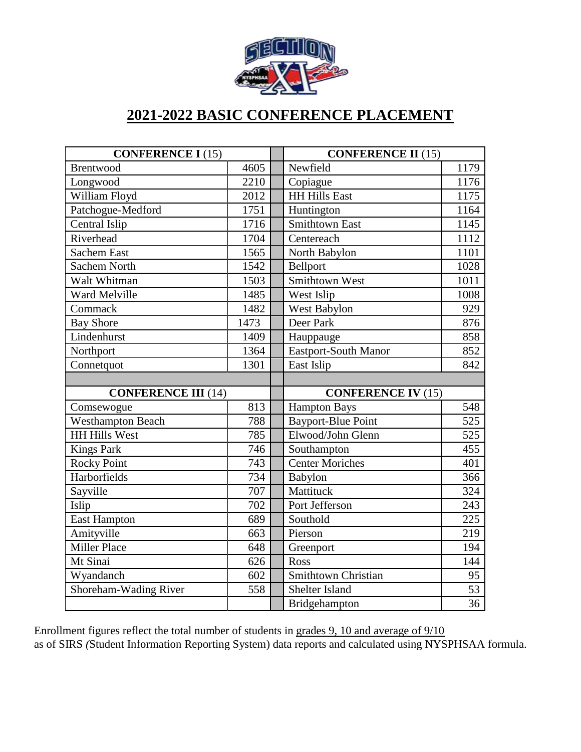## 2021-2022 BASIC CONFERENCE PLACEMENT

| CONFERENCE I (15) | | CONFERENCE II (15) | |
|---|---|---|---|
| Brentwood | 4605 | Newfield | 1179 |
| Longwood | 2210 | Copiague | 1176 |
| William Floyd | 2012 | HH Hills East | 1175 |
| Patchogue-Medford | 1751 | Huntington | 1164 |
| Central Islip | 1716 | Smithtown East | 1145 |
| Riverhead | 1704 | Centereach | 1112 |
| Sachem East | 1565 | North Babylon | 1101 |
| Sachem North | 1542 | Bellport | 1028 |
| Walt Whitman | 1503 | Smithtown West | 1011 |
| Ward Melville | 1485 | West Islip | 1008 |
| Commack | 1482 | West Babylon | 929 |
| Bay Shore | 1473 | Deer Park | 876 |
| Lindenhurst | 1409 | Hauppauge | 858 |
| Northport | 1364 | Eastport-South Manor | 852 |
| Connetquot | 1301 | East Islip | 842 |

| CONFERENCE III (14) | | CONFERENCE IV (15) | |
|---|---|---|---|
| Comsewogue | 813 | Hampton Bays | 548 |
| Westhampton Beach | 788 | Bayport-Blue Point | 525 |
| HH Hills West | 785 | Elwood/John Glenn | 525 |
| Kings Park | 746 | Southampton | 455 |
| Rocky Point | 743 | Center Moriches | 401 |
| Harborfields | 734 | Babylon | 366 |
| Sayville | 707 | Mattituck | 324 |
| Islip | 702 | Port Jefferson | 243 |
| East Hampton | 689 | Southold | 225 |
| Amityville | 663 | Pierson | 219 |
| Miller Place | 648 | Greenport | 194 |
| Mt Sinai | 626 | Ross | 144 |
| Wyandanch | 602 | Smithtown Christian | 95 |
| Shoreham-Wading River | 558 | Shelter Island | 53 |
| | | Bridgehampton | 36 |

Enrollment figures reflect the total number of students in grades 9, 10 and average of 9/10 as of SIRS (Student Information Reporting System) data reports and calculated using NYSPHSAA formula.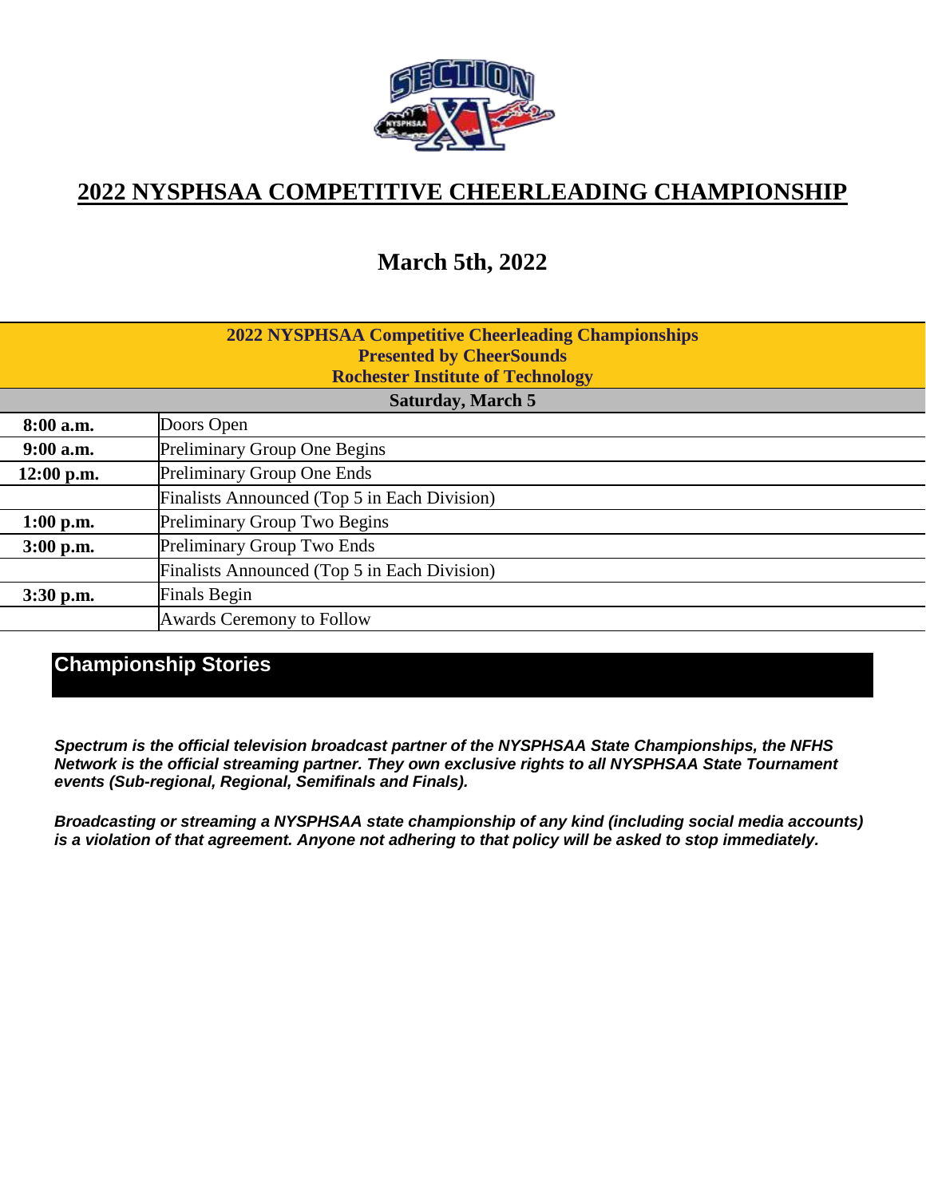# 2022 NYSPHSAA COMPETITIVE CHEERLEADING CHAMPIONSHIP

## March 5th, 2022

| 2022 NYSPHSAA Competitive Cheerleading Championships<br>Presented by CheerSounds<br>Rochester Institute of Technology | |
|---|---|
| **Saturday, March 5** | |
| **8:00 a.m.** | Doors Open |
| **9:00 a.m.** | Preliminary Group One Begins |
| **12:00 p.m.** | Preliminary Group One Ends |
| | Finalists Announced (Top 5 in Each Division) |
| **1:00 p.m.** | Preliminary Group Two Begins |
| **3:00 p.m.** | Preliminary Group Two Ends |
| | Finalists Announced (Top 5 in Each Division) |
| **3:30 p.m.** | Finals Begin |
| | Awards Ceremony to Follow |

## Championship Stories

***Spectrum is the official television broadcast partner of the NYSPHSAA State Championships, the NFHS Network is the official streaming partner. They own exclusive rights to all NYSPHSAA State Tournament events (Sub-regional, Regional, Semifinals and Finals).***

***Broadcasting or streaming a NYSPHSAA state championship of any kind (including social media accounts) is a violation of that agreement. Anyone not adhering to that policy will be asked to stop immediately.***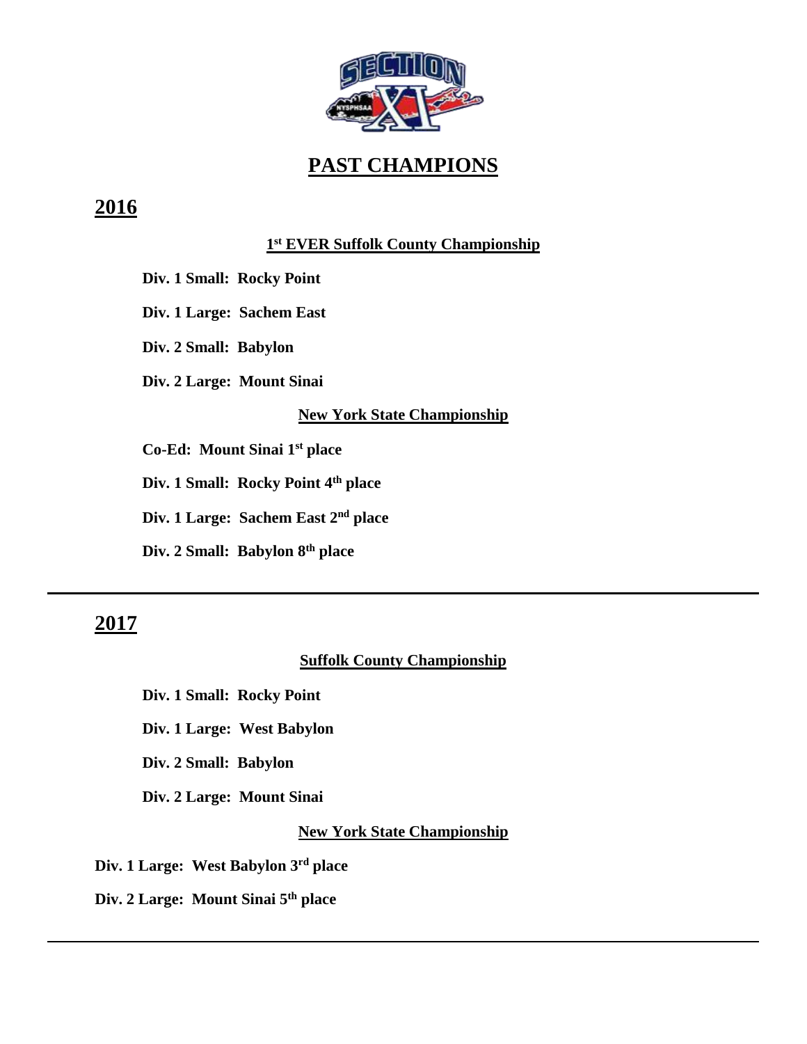# PAST CHAMPIONS

## 2016

### 1st EVER Suffolk County Championship

**Div. 1 Small: Rocky Point**

**Div. 1 Large: Sachem East**

**Div. 2 Small: Babylon**

**Div. 2 Large: Mount Sinai**

### New York State Championship

**Co-Ed: Mount Sinai 1st place**

**Div. 1 Small: Rocky Point 4th place**

**Div. 1 Large: Sachem East 2nd place**

**Div. 2 Small: Babylon 8th place**

---

## 2017

### Suffolk County Championship

**Div. 1 Small: Rocky Point**

**Div. 1 Large: West Babylon**

**Div. 2 Small: Babylon**

**Div. 2 Large: Mount Sinai**

### New York State Championship

**Div. 1 Large: West Babylon 3rd place**

**Div. 2 Large: Mount Sinai 5th place**

---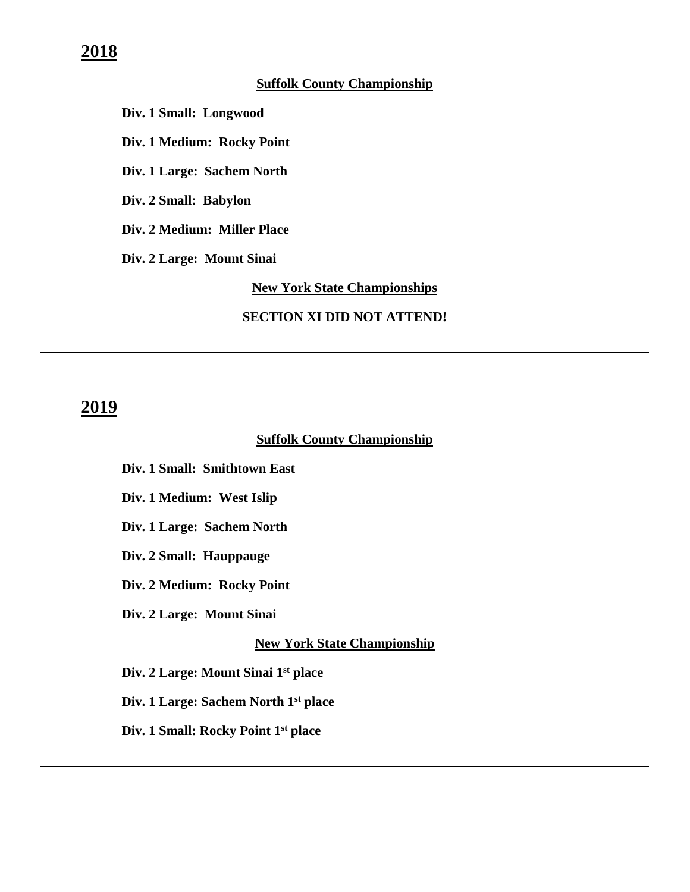## 2018

**Suffolk County Championship**

**Div. 1 Small: Longwood**

**Div. 1 Medium: Rocky Point**

**Div. 1 Large: Sachem North**

**Div. 2 Small: Babylon**

**Div. 2 Medium: Miller Place**

**Div. 2 Large: Mount Sinai**

**New York State Championships**

**SECTION XI DID NOT ATTEND!**

---

## 2019

**Suffolk County Championship**

**Div. 1 Small: Smithtown East**

**Div. 1 Medium: West Islip**

**Div. 1 Large: Sachem North**

**Div. 2 Small: Hauppauge**

**Div. 2 Medium: Rocky Point**

**Div. 2 Large: Mount Sinai**

**New York State Championship**

**Div. 2 Large: Mount Sinai 1st place**

**Div. 1 Large: Sachem North 1st place**

**Div. 1 Small: Rocky Point 1st place**

---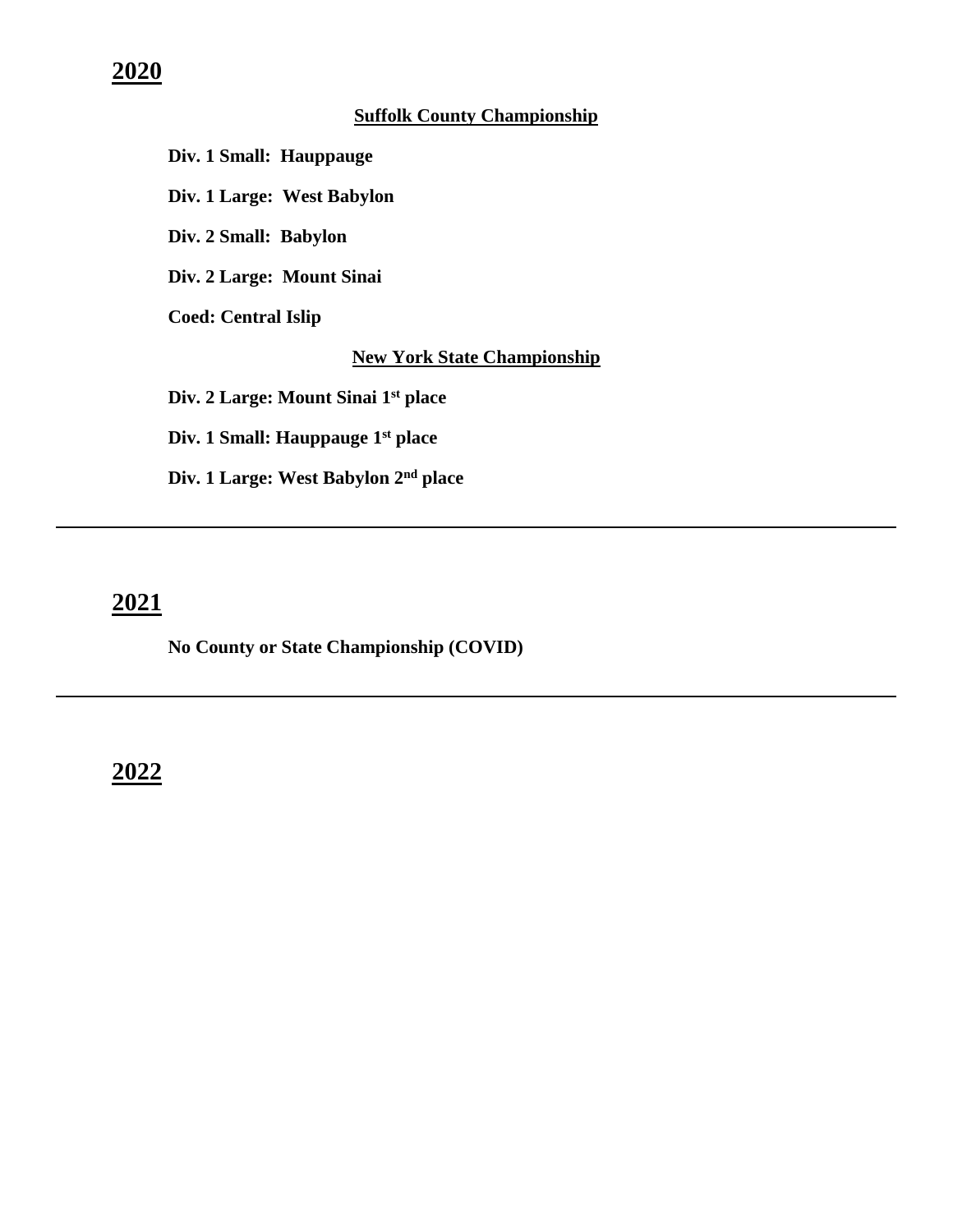## 2020

**Suffolk County Championship**

**Div. 1 Small: Hauppauge**

**Div. 1 Large: West Babylon**

**Div. 2 Small: Babylon**

**Div. 2 Large: Mount Sinai**

**Coed: Central Islip**

**New York State Championship**

**Div. 2 Large: Mount Sinai 1st place**

**Div. 1 Small: Hauppauge 1st place**

**Div. 1 Large: West Babylon 2nd place**

---

## 2021

**No County or State Championship (COVID)**

---

## 2022